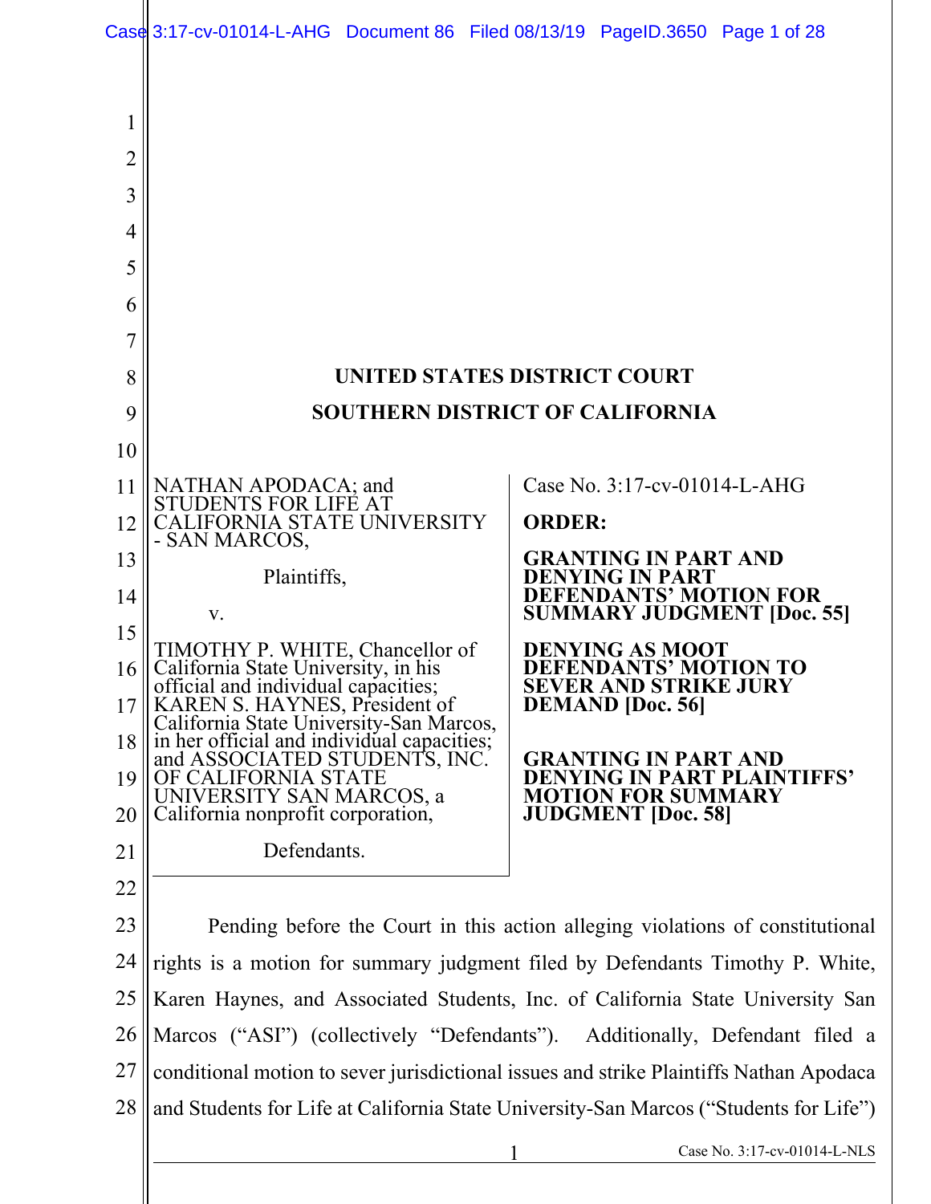# UNITED STATES DISTRICT COURT
# SOUTHERN DISTRICT OF CALIFORNIA

NATHAN APODACA; and STUDENTS FOR LIFE AT CALIFORNIA STATE UNIVERSITY - SAN MARCOS,

Plaintiffs,

v.

TIMOTHY P. WHITE, Chancellor of California State University, in his official and individual capacities; KAREN S. HAYNES, President of California State University-San Marcos, in her official and individual capacities; and ASSOCIATED STUDENTS, INC. OF CALIFORNIA STATE UNIVERSITY SAN MARCOS, a California nonprofit corporation,

Defendants.

Case No. 3:17-cv-01014-L-AHG

**ORDER:**

**GRANTING IN PART AND DENYING IN PART DEFENDANTS' MOTION FOR SUMMARY JUDGMENT [Doc. 55]**

**DENYING AS MOOT DEFENDANTS' MOTION TO SEVER AND STRIKE JURY DEMAND [Doc. 56]**

**GRANTING IN PART AND DENYING IN PART PLAINTIFFS' MOTION FOR SUMMARY JUDGMENT [Doc. 58]**

Pending before the Court in this action alleging violations of constitutional rights is a motion for summary judgment filed by Defendants Timothy P. White, Karen Haynes, and Associated Students, Inc. of California State University San Marcos ("ASI") (collectively "Defendants"). Additionally, Defendant filed a conditional motion to sever jurisdictional issues and strike Plaintiffs Nathan Apodaca and Students for Life at California State University-San Marcos ("Students for Life")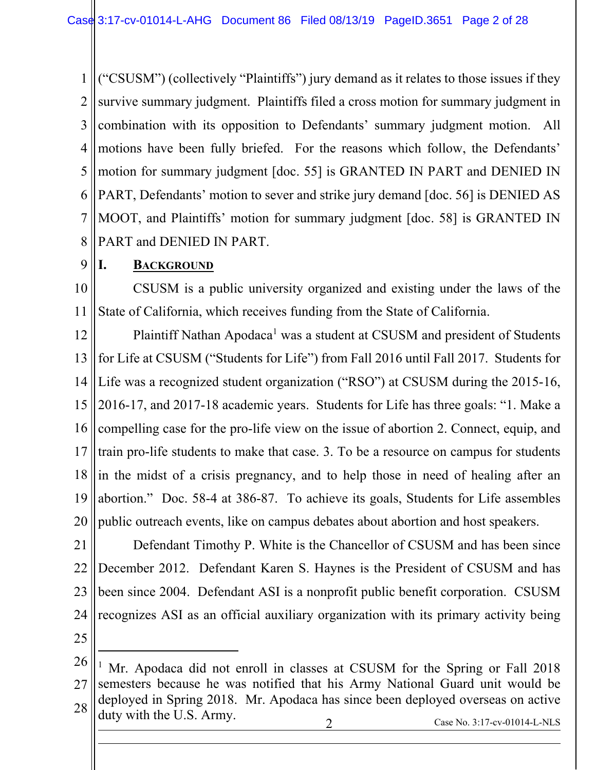("CSUSM") (collectively "Plaintiffs") jury demand as it relates to those issues if they survive summary judgment. Plaintiffs filed a cross motion for summary judgment in combination with its opposition to Defendants' summary judgment motion. All motions have been fully briefed. For the reasons which follow, the Defendants' motion for summary judgment [doc. 55] is GRANTED IN PART and DENIED IN PART, Defendants' motion to sever and strike jury demand [doc. 56] is DENIED AS MOOT, and Plaintiffs' motion for summary judgment [doc. 58] is GRANTED IN PART and DENIED IN PART.

## I. BACKGROUND

CSUSM is a public university organized and existing under the laws of the State of California, which receives funding from the State of California.

Plaintiff Nathan Apodaca[1] was a student at CSUSM and president of Students for Life at CSUSM ("Students for Life") from Fall 2016 until Fall 2017. Students for Life was a recognized student organization ("RSO") at CSUSM during the 2015-16, 2016-17, and 2017-18 academic years. Students for Life has three goals: "1. Make a compelling case for the pro-life view on the issue of abortion 2. Connect, equip, and train pro-life students to make that case. 3. To be a resource on campus for students in the midst of a crisis pregnancy, and to help those in need of healing after an abortion." Doc. 58-4 at 386-87. To achieve its goals, Students for Life assembles public outreach events, like on campus debates about abortion and host speakers.

Defendant Timothy P. White is the Chancellor of CSUSM and has been since December 2012. Defendant Karen S. Haynes is the President of CSUSM and has been since 2004. Defendant ASI is a nonprofit public benefit corporation. CSUSM recognizes ASI as an official auxiliary organization with its primary activity being

---

[1] Mr. Apodaca did not enroll in classes at CSUSM for the Spring or Fall 2018 semesters because he was notified that his Army National Guard unit would be deployed in Spring 2018. Mr. Apodaca has since been deployed overseas on active duty with the U.S. Army.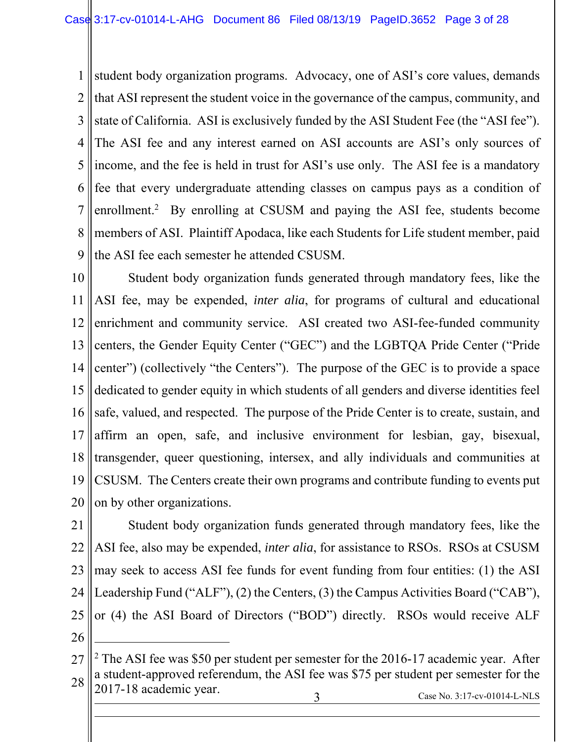student body organization programs. Advocacy, one of ASI's core values, demands that ASI represent the student voice in the governance of the campus, community, and state of California. ASI is exclusively funded by the ASI Student Fee (the "ASI fee"). The ASI fee and any interest earned on ASI accounts are ASI's only sources of income, and the fee is held in trust for ASI's use only. The ASI fee is a mandatory fee that every undergraduate attending classes on campus pays as a condition of enrollment.[2] By enrolling at CSUSM and paying the ASI fee, students become members of ASI. Plaintiff Apodaca, like each Students for Life student member, paid the ASI fee each semester he attended CSUSM.

Student body organization funds generated through mandatory fees, like the ASI fee, may be expended, *inter alia*, for programs of cultural and educational enrichment and community service. ASI created two ASI-fee-funded community centers, the Gender Equity Center ("GEC") and the LGBTQA Pride Center ("Pride center") (collectively "the Centers"). The purpose of the GEC is to provide a space dedicated to gender equity in which students of all genders and diverse identities feel safe, valued, and respected. The purpose of the Pride Center is to create, sustain, and affirm an open, safe, and inclusive environment for lesbian, gay, bisexual, transgender, queer questioning, intersex, and ally individuals and communities at CSUSM. The Centers create their own programs and contribute funding to events put on by other organizations.

Student body organization funds generated through mandatory fees, like the ASI fee, also may be expended, *inter alia*, for assistance to RSOs. RSOs at CSUSM may seek to access ASI fee funds for event funding from four entities: (1) the ASI Leadership Fund ("ALF"), (2) the Centers, (3) the Campus Activities Board ("CAB"), or (4) the ASI Board of Directors ("BOD") directly. RSOs would receive ALF

---

[2] The ASI fee was $50 per student per semester for the 2016-17 academic year. After a student-approved referendum, the ASI fee was $75 per student per semester for the 2017-18 academic year.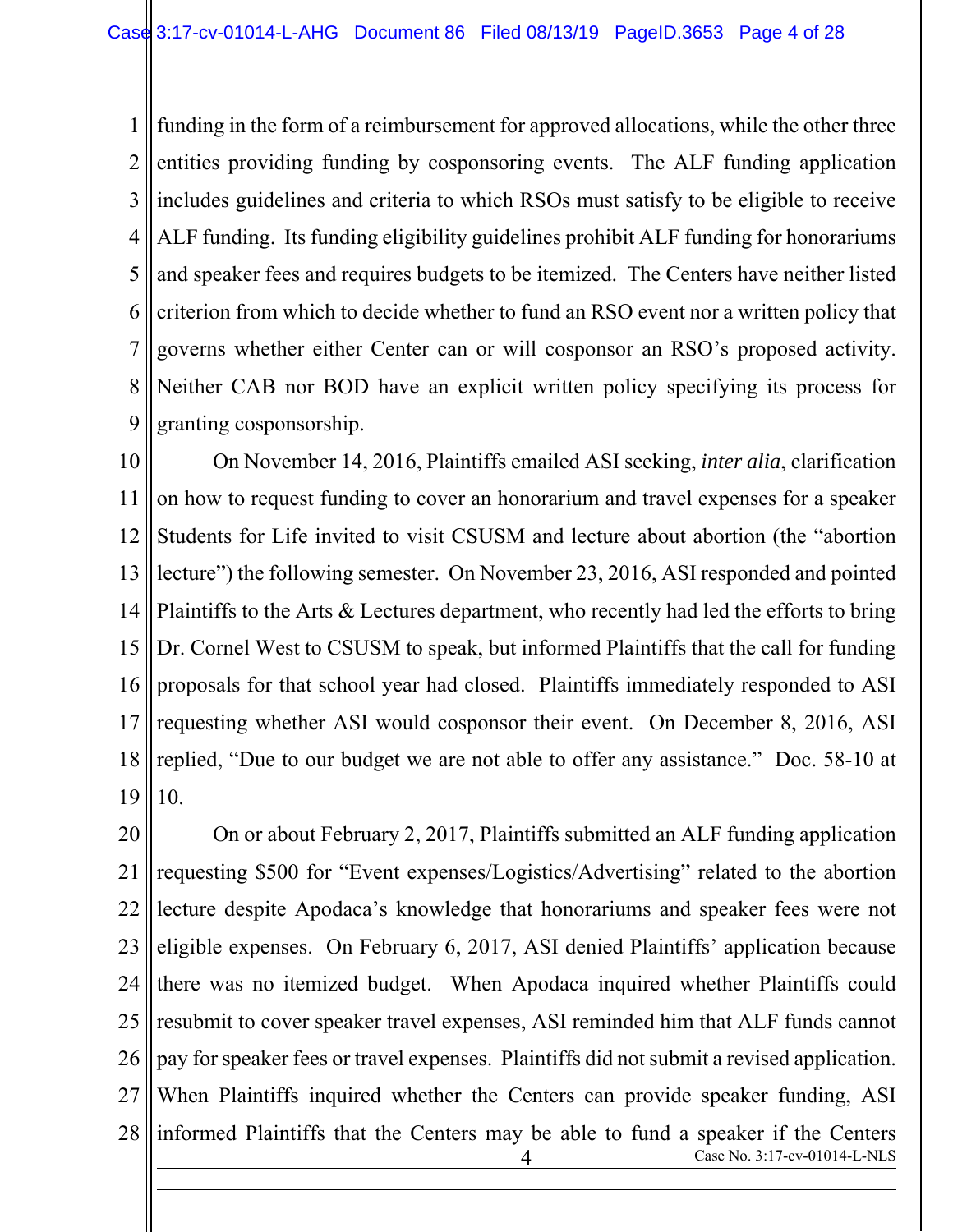funding in the form of a reimbursement for approved allocations, while the other three entities providing funding by cosponsoring events. The ALF funding application includes guidelines and criteria to which RSOs must satisfy to be eligible to receive ALF funding. Its funding eligibility guidelines prohibit ALF funding for honorariums and speaker fees and requires budgets to be itemized. The Centers have neither listed criterion from which to decide whether to fund an RSO event nor a written policy that governs whether either Center can or will cosponsor an RSO's proposed activity. Neither CAB nor BOD have an explicit written policy specifying its process for granting cosponsorship.

On November 14, 2016, Plaintiffs emailed ASI seeking, *inter alia*, clarification on how to request funding to cover an honorarium and travel expenses for a speaker Students for Life invited to visit CSUSM and lecture about abortion (the "abortion lecture") the following semester. On November 23, 2016, ASI responded and pointed Plaintiffs to the Arts & Lectures department, who recently had led the efforts to bring Dr. Cornel West to CSUSM to speak, but informed Plaintiffs that the call for funding proposals for that school year had closed. Plaintiffs immediately responded to ASI requesting whether ASI would cosponsor their event. On December 8, 2016, ASI replied, "Due to our budget we are not able to offer any assistance." Doc. 58-10 at 10.

On or about February 2, 2017, Plaintiffs submitted an ALF funding application requesting $500 for "Event expenses/Logistics/Advertising" related to the abortion lecture despite Apodaca's knowledge that honorariums and speaker fees were not eligible expenses. On February 6, 2017, ASI denied Plaintiffs' application because there was no itemized budget. When Apodaca inquired whether Plaintiffs could resubmit to cover speaker travel expenses, ASI reminded him that ALF funds cannot pay for speaker fees or travel expenses. Plaintiffs did not submit a revised application. When Plaintiffs inquired whether the Centers can provide speaker funding, ASI informed Plaintiffs that the Centers may be able to fund a speaker if the Centers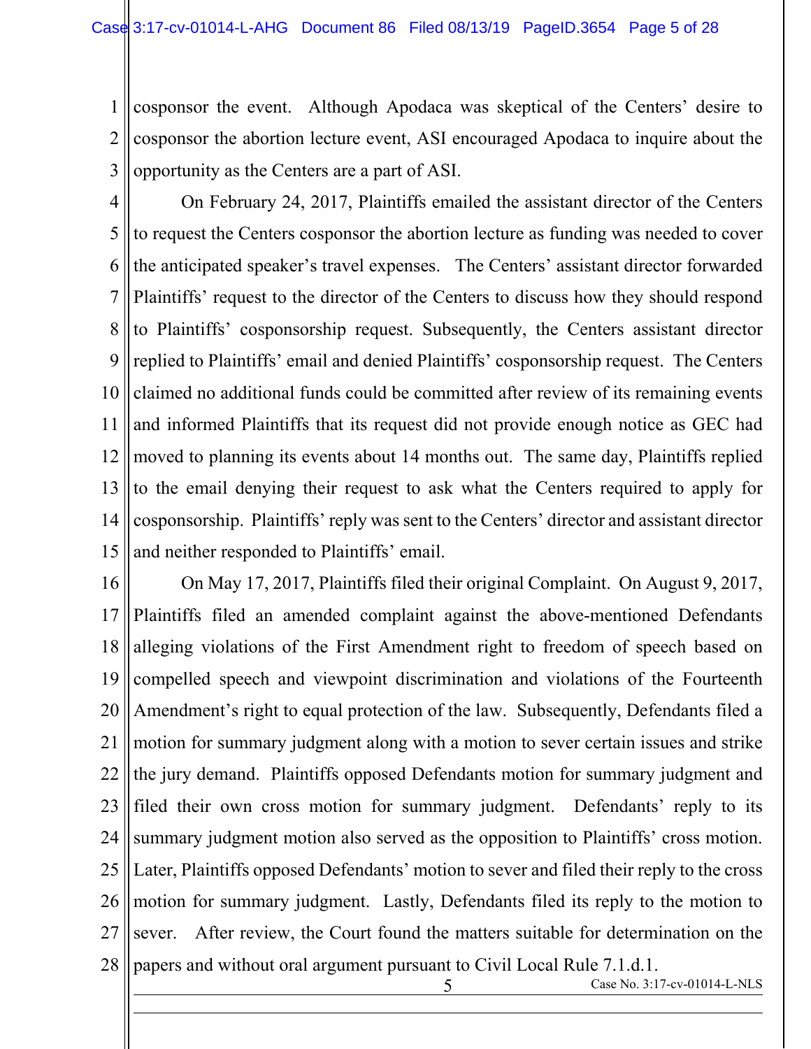cosponsor the event. Although Apodaca was skeptical of the Centers' desire to cosponsor the abortion lecture event, ASI encouraged Apodaca to inquire about the opportunity as the Centers are a part of ASI.

On February 24, 2017, Plaintiffs emailed the assistant director of the Centers to request the Centers cosponsor the abortion lecture as funding was needed to cover the anticipated speaker's travel expenses. The Centers' assistant director forwarded Plaintiffs' request to the director of the Centers to discuss how they should respond to Plaintiffs' cosponsorship request. Subsequently, the Centers assistant director replied to Plaintiffs' email and denied Plaintiffs' cosponsorship request. The Centers claimed no additional funds could be committed after review of its remaining events and informed Plaintiffs that its request did not provide enough notice as GEC had moved to planning its events about 14 months out. The same day, Plaintiffs replied to the email denying their request to ask what the Centers required to apply for cosponsorship. Plaintiffs' reply was sent to the Centers' director and assistant director and neither responded to Plaintiffs' email.

On May 17, 2017, Plaintiffs filed their original Complaint. On August 9, 2017, Plaintiffs filed an amended complaint against the above-mentioned Defendants alleging violations of the First Amendment right to freedom of speech based on compelled speech and viewpoint discrimination and violations of the Fourteenth Amendment's right to equal protection of the law. Subsequently, Defendants filed a motion for summary judgment along with a motion to sever certain issues and strike the jury demand. Plaintiffs opposed Defendants motion for summary judgment and filed their own cross motion for summary judgment. Defendants' reply to its summary judgment motion also served as the opposition to Plaintiffs' cross motion. Later, Plaintiffs opposed Defendants' motion to sever and filed their reply to the cross motion for summary judgment. Lastly, Defendants filed its reply to the motion to sever. After review, the Court found the matters suitable for determination on the papers and without oral argument pursuant to Civil Local Rule 7.1.d.1.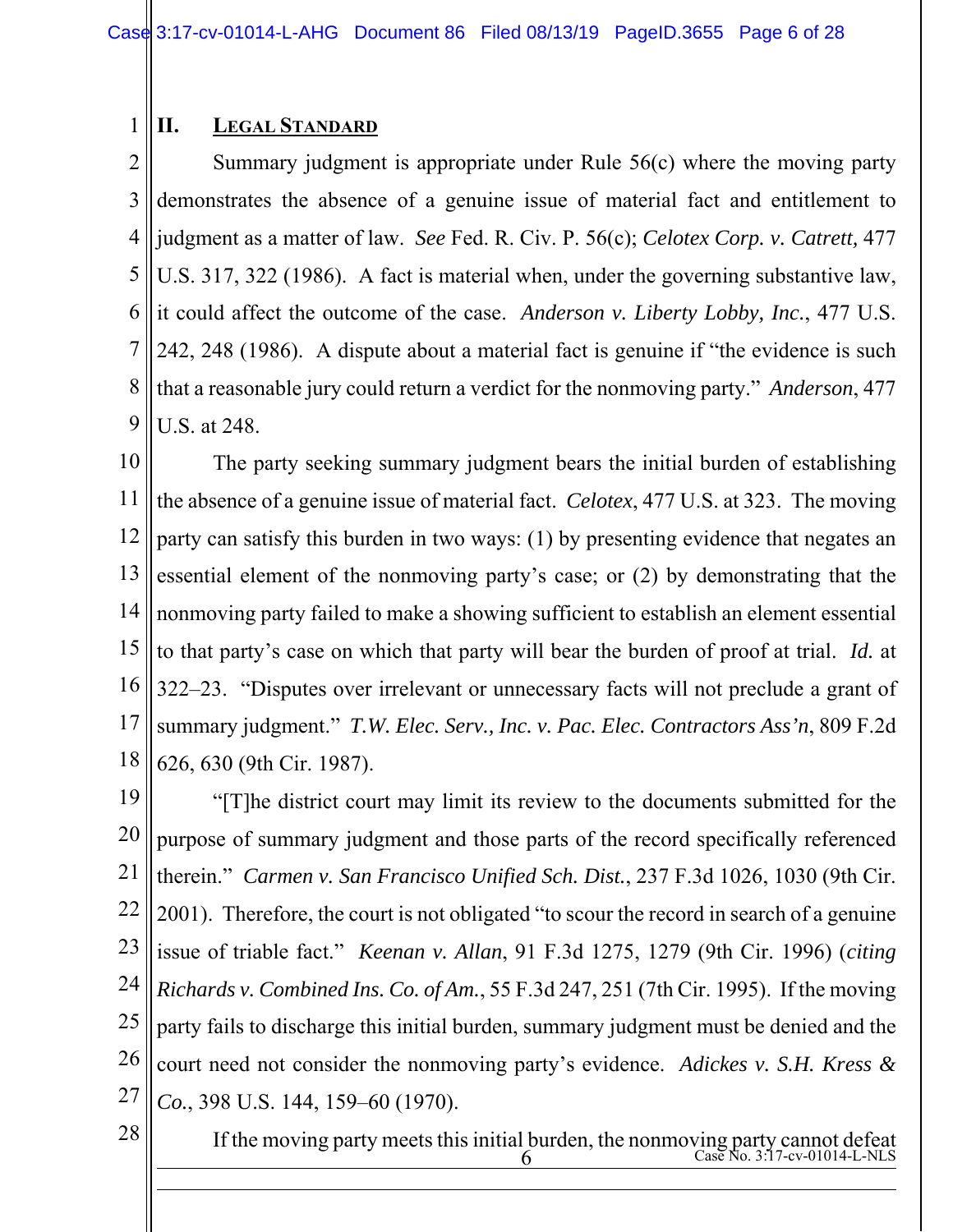## II. Legal Standard

Summary judgment is appropriate under Rule 56(c) where the moving party demonstrates the absence of a genuine issue of material fact and entitlement to judgment as a matter of law. *See* Fed. R. Civ. P. 56(c); *Celotex Corp. v. Catrett,* 477 U.S. 317, 322 (1986). A fact is material when, under the governing substantive law, it could affect the outcome of the case. *Anderson v. Liberty Lobby, Inc.*, 477 U.S. 242, 248 (1986). A dispute about a material fact is genuine if "the evidence is such that a reasonable jury could return a verdict for the nonmoving party." *Anderson*, 477 U.S. at 248.

The party seeking summary judgment bears the initial burden of establishing the absence of a genuine issue of material fact. *Celotex*, 477 U.S. at 323. The moving party can satisfy this burden in two ways: (1) by presenting evidence that negates an essential element of the nonmoving party's case; or (2) by demonstrating that the nonmoving party failed to make a showing sufficient to establish an element essential to that party's case on which that party will bear the burden of proof at trial. *Id.* at 322–23. "Disputes over irrelevant or unnecessary facts will not preclude a grant of summary judgment." *T.W. Elec. Serv., Inc. v. Pac. Elec. Contractors Ass'n*, 809 F.2d 626, 630 (9th Cir. 1987).

"[T]he district court may limit its review to the documents submitted for the purpose of summary judgment and those parts of the record specifically referenced therein." *Carmen v. San Francisco Unified Sch. Dist.*, 237 F.3d 1026, 1030 (9th Cir. 2001). Therefore, the court is not obligated "to scour the record in search of a genuine issue of triable fact." *Keenan v. Allan*, 91 F.3d 1275, 1279 (9th Cir. 1996) (*citing Richards v. Combined Ins. Co. of Am.*, 55 F.3d 247, 251 (7th Cir. 1995). If the moving party fails to discharge this initial burden, summary judgment must be denied and the court need not consider the nonmoving party's evidence. *Adickes v. S.H. Kress & Co.*, 398 U.S. 144, 159–60 (1970).

If the moving party meets this initial burden, the nonmoving party cannot defeat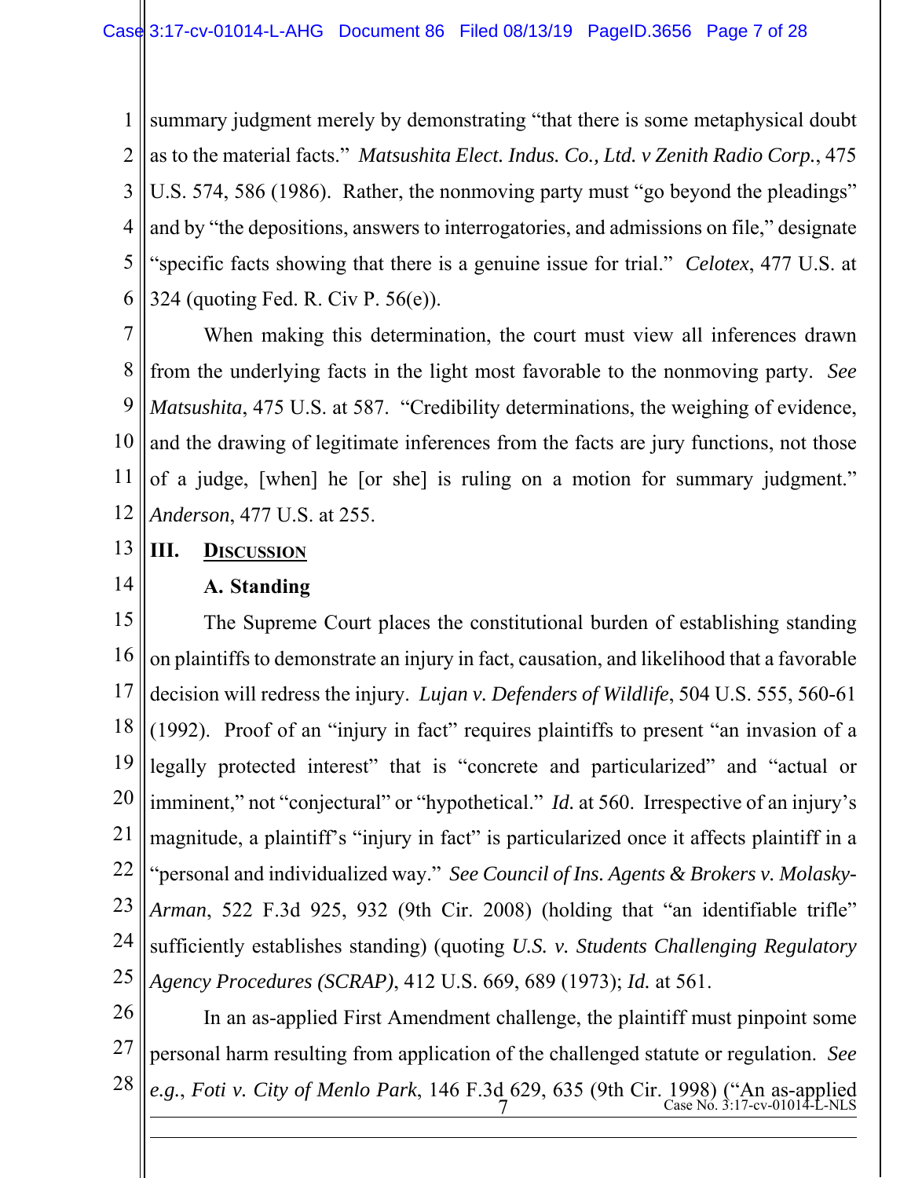summary judgment merely by demonstrating "that there is some metaphysical doubt as to the material facts." *Matsushita Elect. Indus. Co., Ltd. v Zenith Radio Corp.*, 475 U.S. 574, 586 (1986). Rather, the nonmoving party must "go beyond the pleadings" and by "the depositions, answers to interrogatories, and admissions on file," designate "specific facts showing that there is a genuine issue for trial." *Celotex*, 477 U.S. at 324 (quoting Fed. R. Civ P. 56(e)).

When making this determination, the court must view all inferences drawn from the underlying facts in the light most favorable to the nonmoving party. *See Matsushita*, 475 U.S. at 587. "Credibility determinations, the weighing of evidence, and the drawing of legitimate inferences from the facts are jury functions, not those of a judge, [when] he [or she] is ruling on a motion for summary judgment." *Anderson*, 477 U.S. at 255.

## III. DISCUSSION

### A. Standing

The Supreme Court places the constitutional burden of establishing standing on plaintiffs to demonstrate an injury in fact, causation, and likelihood that a favorable decision will redress the injury. *Lujan v. Defenders of Wildlife*, 504 U.S. 555, 560-61 (1992). Proof of an "injury in fact" requires plaintiffs to present "an invasion of a legally protected interest" that is "concrete and particularized" and "actual or imminent," not "conjectural" or "hypothetical." *Id.* at 560. Irrespective of an injury's magnitude, a plaintiff's "injury in fact" is particularized once it affects plaintiff in a "personal and individualized way." *See Council of Ins. Agents & Brokers v. Molasky-Arman*, 522 F.3d 925, 932 (9th Cir. 2008) (holding that "an identifiable trifle" sufficiently establishes standing) (quoting *U.S. v. Students Challenging Regulatory Agency Procedures (SCRAP)*, 412 U.S. 669, 689 (1973); *Id.* at 561.

In an as-applied First Amendment challenge, the plaintiff must pinpoint some personal harm resulting from application of the challenged statute or regulation. *See e.g., Foti v. City of Menlo Park*, 146 F.3d 629, 635 (9th Cir. 1998) ("An as-applied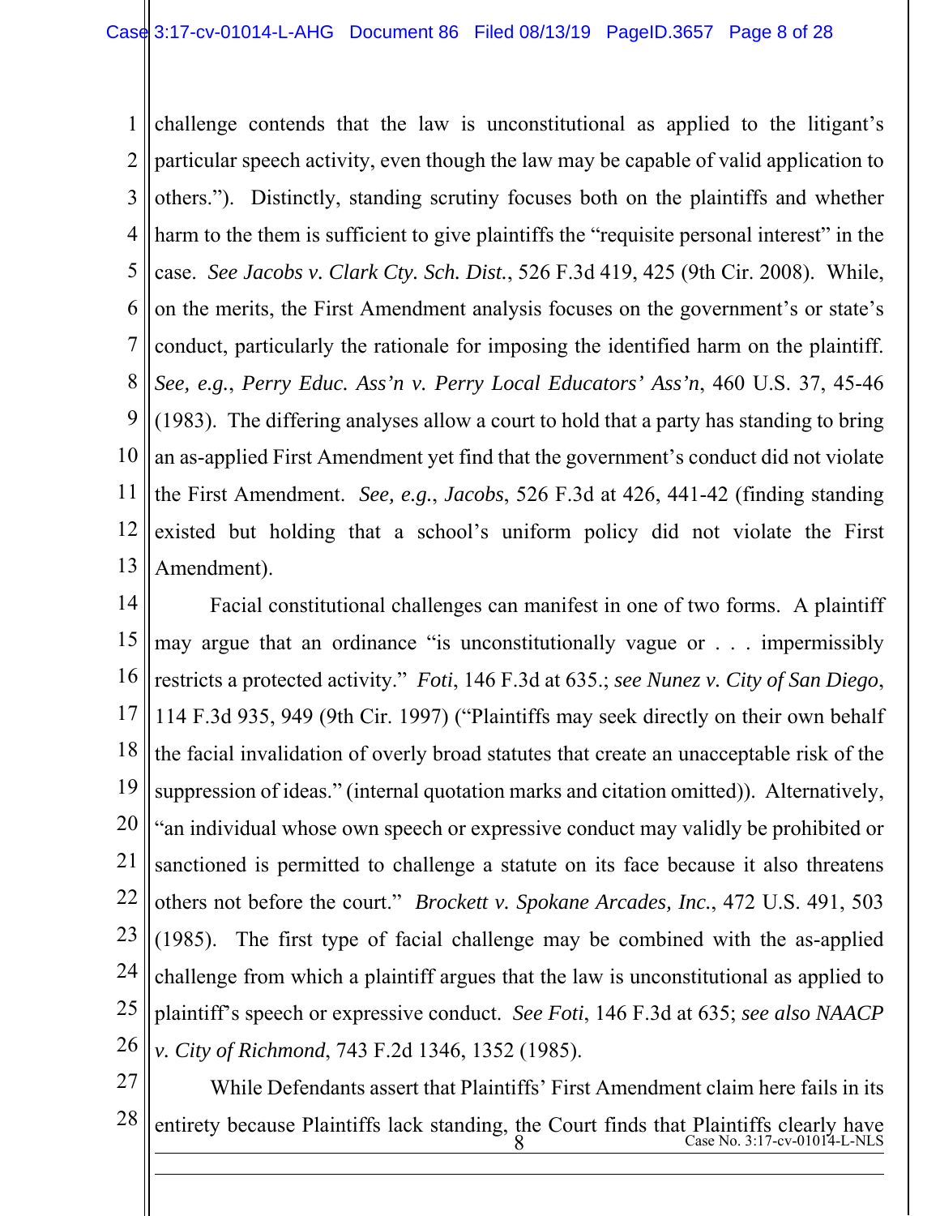challenge contends that the law is unconstitutional as applied to the litigant's particular speech activity, even though the law may be capable of valid application to others."). Distinctly, standing scrutiny focuses both on the plaintiffs and whether harm to the them is sufficient to give plaintiffs the "requisite personal interest" in the case. *See Jacobs v. Clark Cty. Sch. Dist.*, 526 F.3d 419, 425 (9th Cir. 2008). While, on the merits, the First Amendment analysis focuses on the government's or state's conduct, particularly the rationale for imposing the identified harm on the plaintiff. *See, e.g.*, *Perry Educ. Ass'n v. Perry Local Educators' Ass'n*, 460 U.S. 37, 45-46 (1983). The differing analyses allow a court to hold that a party has standing to bring an as-applied First Amendment yet find that the government's conduct did not violate the First Amendment. *See, e.g.*, *Jacobs*, 526 F.3d at 426, 441-42 (finding standing existed but holding that a school's uniform policy did not violate the First Amendment).

Facial constitutional challenges can manifest in one of two forms. A plaintiff may argue that an ordinance "is unconstitutionally vague or . . . impermissibly restricts a protected activity." *Foti*, 146 F.3d at 635.; *see Nunez v. City of San Diego*, 114 F.3d 935, 949 (9th Cir. 1997) ("Plaintiffs may seek directly on their own behalf the facial invalidation of overly broad statutes that create an unacceptable risk of the suppression of ideas." (internal quotation marks and citation omitted)). Alternatively, "an individual whose own speech or expressive conduct may validly be prohibited or sanctioned is permitted to challenge a statute on its face because it also threatens others not before the court." *Brockett v. Spokane Arcades, Inc.*, 472 U.S. 491, 503 (1985). The first type of facial challenge may be combined with the as-applied challenge from which a plaintiff argues that the law is unconstitutional as applied to plaintiff's speech or expressive conduct. *See Foti*, 146 F.3d at 635; *see also NAACP v. City of Richmond*, 743 F.2d 1346, 1352 (1985).

While Defendants assert that Plaintiffs' First Amendment claim here fails in its entirety because Plaintiffs lack standing, the Court finds that Plaintiffs clearly have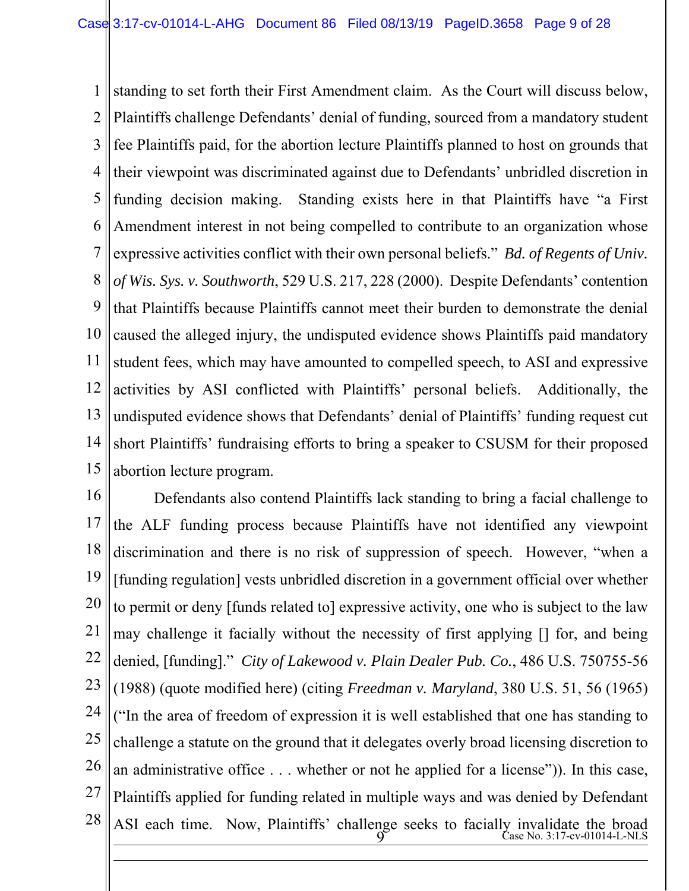standing to set forth their First Amendment claim. As the Court will discuss below, Plaintiffs challenge Defendants' denial of funding, sourced from a mandatory student fee Plaintiffs paid, for the abortion lecture Plaintiffs planned to host on grounds that their viewpoint was discriminated against due to Defendants' unbridled discretion in funding decision making. Standing exists here in that Plaintiffs have "a First Amendment interest in not being compelled to contribute to an organization whose expressive activities conflict with their own personal beliefs." *Bd. of Regents of Univ. of Wis. Sys. v. Southworth*, 529 U.S. 217, 228 (2000). Despite Defendants' contention that Plaintiffs because Plaintiffs cannot meet their burden to demonstrate the denial caused the alleged injury, the undisputed evidence shows Plaintiffs paid mandatory student fees, which may have amounted to compelled speech, to ASI and expressive activities by ASI conflicted with Plaintiffs' personal beliefs. Additionally, the undisputed evidence shows that Defendants' denial of Plaintiffs' funding request cut short Plaintiffs' fundraising efforts to bring a speaker to CSUSM for their proposed abortion lecture program.

Defendants also contend Plaintiffs lack standing to bring a facial challenge to the ALF funding process because Plaintiffs have not identified any viewpoint discrimination and there is no risk of suppression of speech. However, "when a [funding regulation] vests unbridled discretion in a government official over whether to permit or deny [funds related to] expressive activity, one who is subject to the law may challenge it facially without the necessity of first applying [] for, and being denied, [funding]." *City of Lakewood v. Plain Dealer Pub. Co.*, 486 U.S. 750755-56 (1988) (quote modified here) (citing *Freedman v. Maryland*, 380 U.S. 51, 56 (1965) ("In the area of freedom of expression it is well established that one has standing to challenge a statute on the ground that it delegates overly broad licensing discretion to an administrative office . . . whether or not he applied for a license")). In this case, Plaintiffs applied for funding related in multiple ways and was denied by Defendant ASI each time. Now, Plaintiffs' challenge seeks to facially invalidate the broad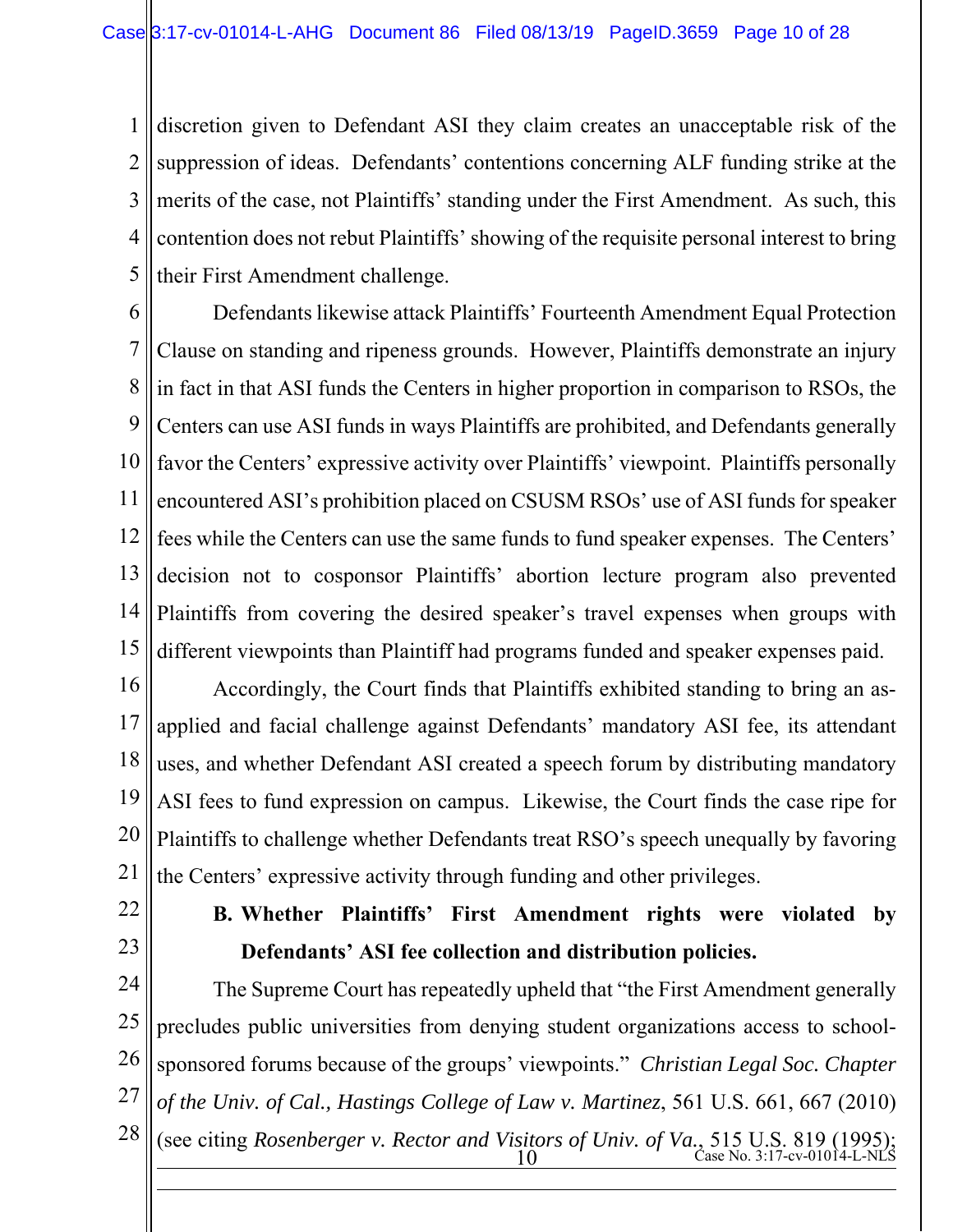discretion given to Defendant ASI they claim creates an unacceptable risk of the suppression of ideas. Defendants' contentions concerning ALF funding strike at the merits of the case, not Plaintiffs' standing under the First Amendment. As such, this contention does not rebut Plaintiffs' showing of the requisite personal interest to bring their First Amendment challenge.

Defendants likewise attack Plaintiffs' Fourteenth Amendment Equal Protection Clause on standing and ripeness grounds. However, Plaintiffs demonstrate an injury in fact in that ASI funds the Centers in higher proportion in comparison to RSOs, the Centers can use ASI funds in ways Plaintiffs are prohibited, and Defendants generally favor the Centers' expressive activity over Plaintiffs' viewpoint. Plaintiffs personally encountered ASI's prohibition placed on CSUSM RSOs' use of ASI funds for speaker fees while the Centers can use the same funds to fund speaker expenses. The Centers' decision not to cosponsor Plaintiffs' abortion lecture program also prevented Plaintiffs from covering the desired speaker's travel expenses when groups with different viewpoints than Plaintiff had programs funded and speaker expenses paid.

Accordingly, the Court finds that Plaintiffs exhibited standing to bring an as-applied and facial challenge against Defendants' mandatory ASI fee, its attendant uses, and whether Defendant ASI created a speech forum by distributing mandatory ASI fees to fund expression on campus. Likewise, the Court finds the case ripe for Plaintiffs to challenge whether Defendants treat RSO's speech unequally by favoring the Centers' expressive activity through funding and other privileges.

**B. Whether Plaintiffs' First Amendment rights were violated by Defendants' ASI fee collection and distribution policies.**

The Supreme Court has repeatedly upheld that "the First Amendment generally precludes public universities from denying student organizations access to school-sponsored forums because of the groups' viewpoints." *Christian Legal Soc. Chapter of the Univ. of Cal., Hastings College of Law v. Martinez*, 561 U.S. 661, 667 (2010) (see citing *Rosenberger v. Rector and Visitors of Univ. of Va.*, 515 U.S. 819 (1995);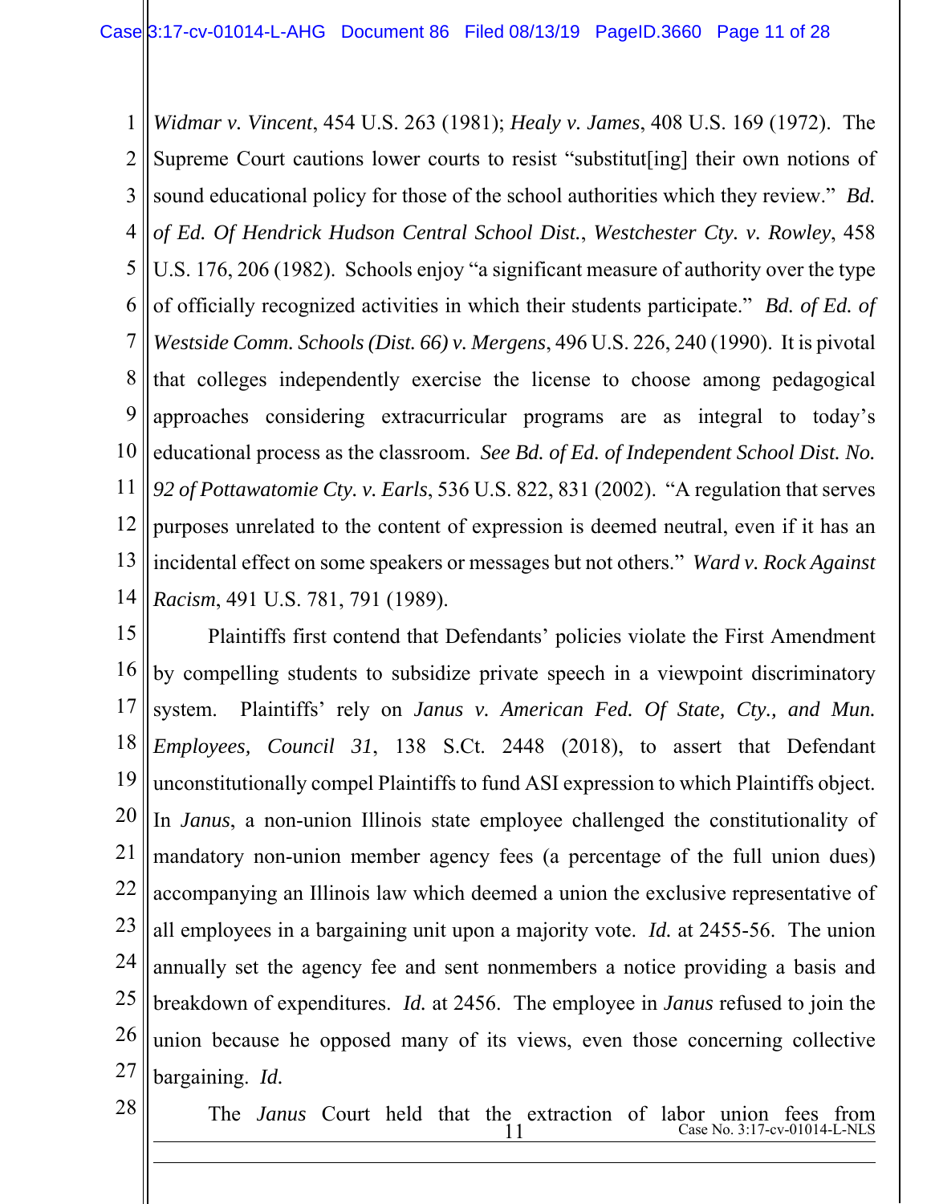*Widmar v. Vincent*, 454 U.S. 263 (1981); *Healy v. James*, 408 U.S. 169 (1972). The Supreme Court cautions lower courts to resist "substitut[ing] their own notions of sound educational policy for those of the school authorities which they review." *Bd. of Ed. Of Hendrick Hudson Central School Dist., Westchester Cty. v. Rowley*, 458 U.S. 176, 206 (1982). Schools enjoy "a significant measure of authority over the type of officially recognized activities in which their students participate." *Bd. of Ed. of Westside Comm. Schools (Dist. 66) v. Mergens*, 496 U.S. 226, 240 (1990). It is pivotal that colleges independently exercise the license to choose among pedagogical approaches considering extracurricular programs are as integral to today's educational process as the classroom. *See Bd. of Ed. of Independent School Dist. No. 92 of Pottawatomie Cty. v. Earls*, 536 U.S. 822, 831 (2002). "A regulation that serves purposes unrelated to the content of expression is deemed neutral, even if it has an incidental effect on some speakers or messages but not others." *Ward v. Rock Against Racism*, 491 U.S. 781, 791 (1989).

Plaintiffs first contend that Defendants' policies violate the First Amendment by compelling students to subsidize private speech in a viewpoint discriminatory system. Plaintiffs' rely on *Janus v. American Fed. Of State, Cty., and Mun. Employees, Council 31*, 138 S.Ct. 2448 (2018), to assert that Defendant unconstitutionally compel Plaintiffs to fund ASI expression to which Plaintiffs object. In *Janus*, a non-union Illinois state employee challenged the constitutionality of mandatory non-union member agency fees (a percentage of the full union dues) accompanying an Illinois law which deemed a union the exclusive representative of all employees in a bargaining unit upon a majority vote. *Id.* at 2455-56. The union annually set the agency fee and sent nonmembers a notice providing a basis and breakdown of expenditures. *Id.* at 2456. The employee in *Janus* refused to join the union because he opposed many of its views, even those concerning collective bargaining. *Id.*

The *Janus* Court held that the extraction of labor union fees from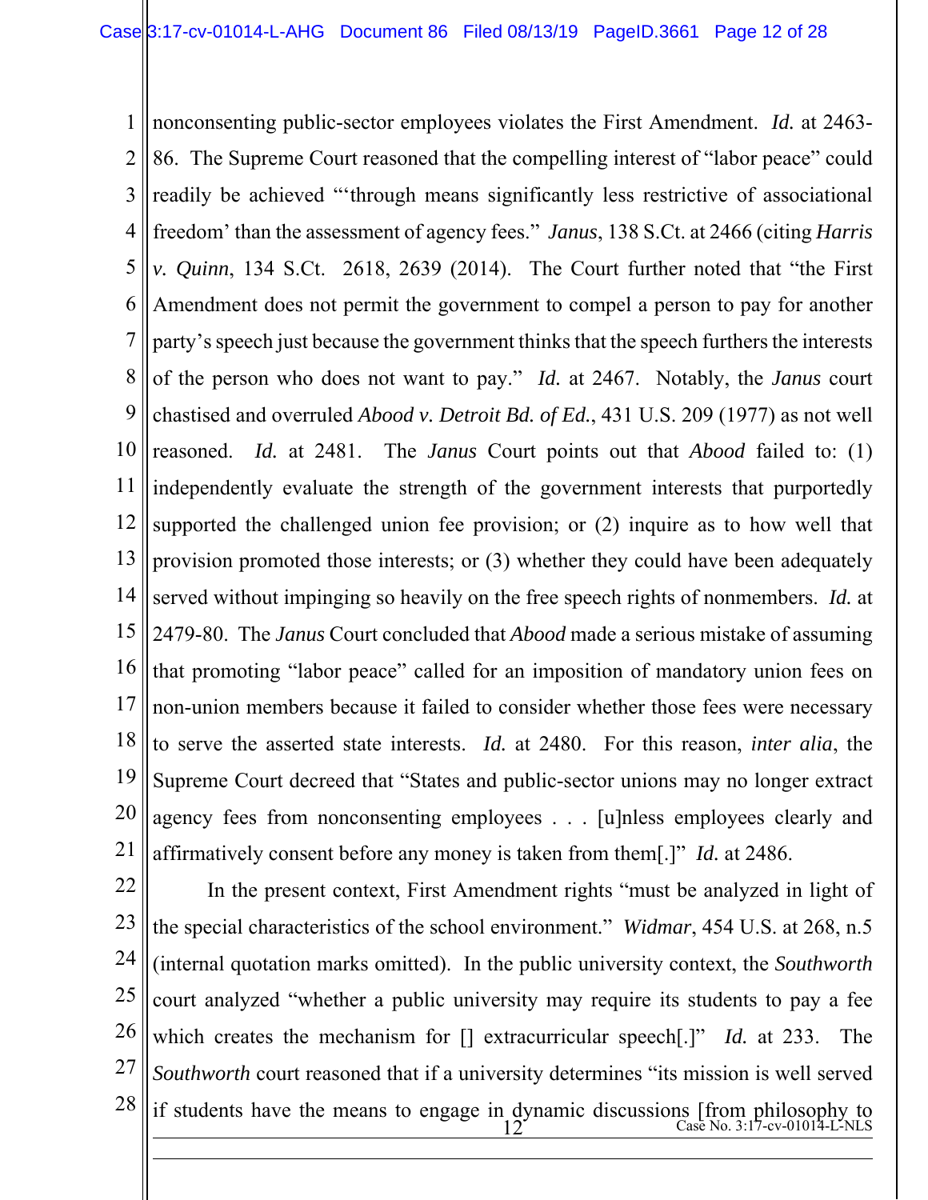nonconsenting public-sector employees violates the First Amendment. *Id.* at 2463-86. The Supreme Court reasoned that the compelling interest of "labor peace" could readily be achieved "'through means significantly less restrictive of associational freedom' than the assessment of agency fees." *Janus*, 138 S.Ct. at 2466 (citing *Harris v. Quinn*, 134 S.Ct. 2618, 2639 (2014). The Court further noted that "the First Amendment does not permit the government to compel a person to pay for another party's speech just because the government thinks that the speech furthers the interests of the person who does not want to pay." *Id.* at 2467. Notably, the *Janus* court chastised and overruled *Abood v. Detroit Bd. of Ed.*, 431 U.S. 209 (1977) as not well reasoned. *Id.* at 2481. The *Janus* Court points out that *Abood* failed to: (1) independently evaluate the strength of the government interests that purportedly supported the challenged union fee provision; or (2) inquire as to how well that provision promoted those interests; or (3) whether they could have been adequately served without impinging so heavily on the free speech rights of nonmembers. *Id.* at 2479-80. The *Janus* Court concluded that *Abood* made a serious mistake of assuming that promoting "labor peace" called for an imposition of mandatory union fees on non-union members because it failed to consider whether those fees were necessary to serve the asserted state interests. *Id.* at 2480. For this reason, *inter alia*, the Supreme Court decreed that "States and public-sector unions may no longer extract agency fees from nonconsenting employees . . . [u]nless employees clearly and affirmatively consent before any money is taken from them[.]" *Id.* at 2486.

In the present context, First Amendment rights "must be analyzed in light of the special characteristics of the school environment." *Widmar*, 454 U.S. at 268, n.5 (internal quotation marks omitted). In the public university context, the *Southworth* court analyzed "whether a public university may require its students to pay a fee which creates the mechanism for [] extracurricular speech[.]" *Id.* at 233. The *Southworth* court reasoned that if a university determines "its mission is well served if students have the means to engage in dynamic discussions [from philosophy to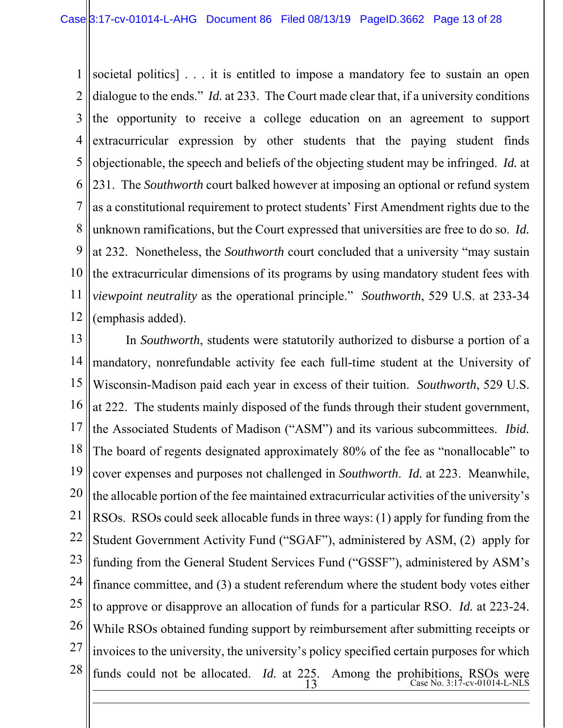societal politics] . . . it is entitled to impose a mandatory fee to sustain an open dialogue to the ends." *Id.* at 233. The Court made clear that, if a university conditions the opportunity to receive a college education on an agreement to support extracurricular expression by other students that the paying student finds objectionable, the speech and beliefs of the objecting student may be infringed. *Id.* at 231. The *Southworth* court balked however at imposing an optional or refund system as a constitutional requirement to protect students' First Amendment rights due to the unknown ramifications, but the Court expressed that universities are free to do so. *Id.* at 232. Nonetheless, the *Southworth* court concluded that a university "may sustain the extracurricular dimensions of its programs by using mandatory student fees with *viewpoint neutrality* as the operational principle." *Southworth*, 529 U.S. at 233-34 (emphasis added).

In *Southworth*, students were statutorily authorized to disburse a portion of a mandatory, nonrefundable activity fee each full-time student at the University of Wisconsin-Madison paid each year in excess of their tuition. *Southworth*, 529 U.S. at 222. The students mainly disposed of the funds through their student government, the Associated Students of Madison ("ASM") and its various subcommittees. *Ibid.* The board of regents designated approximately 80% of the fee as "nonallocable" to cover expenses and purposes not challenged in *Southworth*. *Id.* at 223. Meanwhile, the allocable portion of the fee maintained extracurricular activities of the university's RSOs. RSOs could seek allocable funds in three ways: (1) apply for funding from the Student Government Activity Fund ("SGAF"), administered by ASM, (2) apply for funding from the General Student Services Fund ("GSSF"), administered by ASM's finance committee, and (3) a student referendum where the student body votes either to approve or disapprove an allocation of funds for a particular RSO. *Id.* at 223-24. While RSOs obtained funding support by reimbursement after submitting receipts or invoices to the university, the university's policy specified certain purposes for which funds could not be allocated. *Id.* at 225. Among the prohibitions, RSOs were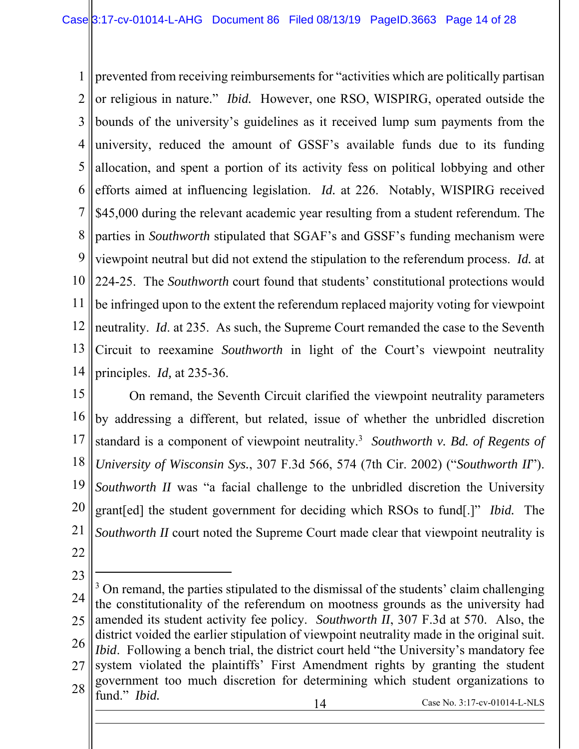prevented from receiving reimbursements for "activities which are politically partisan or religious in nature." *Ibid.* However, one RSO, WISPIRG, operated outside the bounds of the university's guidelines as it received lump sum payments from the university, reduced the amount of GSSF's available funds due to its funding allocation, and spent a portion of its activity fess on political lobbying and other efforts aimed at influencing legislation. *Id.* at 226. Notably, WISPIRG received $45,000 during the relevant academic year resulting from a student referendum. The parties in *Southworth* stipulated that SGAF's and GSSF's funding mechanism were viewpoint neutral but did not extend the stipulation to the referendum process. *Id.* at 224-25. The *Southworth* court found that students' constitutional protections would be infringed upon to the extent the referendum replaced majority voting for viewpoint neutrality. *Id*. at 235. As such, the Supreme Court remanded the case to the Seventh Circuit to reexamine *Southworth* in light of the Court's viewpoint neutrality principles. *Id,* at 235-36.

On remand, the Seventh Circuit clarified the viewpoint neutrality parameters by addressing a different, but related, issue of whether the unbridled discretion standard is a component of viewpoint neutrality.[3] *Southworth v. Bd. of Regents of University of Wisconsin Sys.*, 307 F.3d 566, 574 (7th Cir. 2002) ("*Southworth II*"). *Southworth II* was "a facial challenge to the unbridled discretion the University grant[ed] the student government for deciding which RSOs to fund[.]" *Ibid.* The *Southworth II* court noted the Supreme Court made clear that viewpoint neutrality is

---

[3] On remand, the parties stipulated to the dismissal of the students' claim challenging the constitutionality of the referendum on mootness grounds as the university had amended its student activity fee policy. *Southworth II*, 307 F.3d at 570. Also, the district voided the earlier stipulation of viewpoint neutrality made in the original suit. *Ibid*. Following a bench trial, the district court held "the University's mandatory fee system violated the plaintiffs' First Amendment rights by granting the student government too much discretion for determining which student organizations to fund." *Ibid.*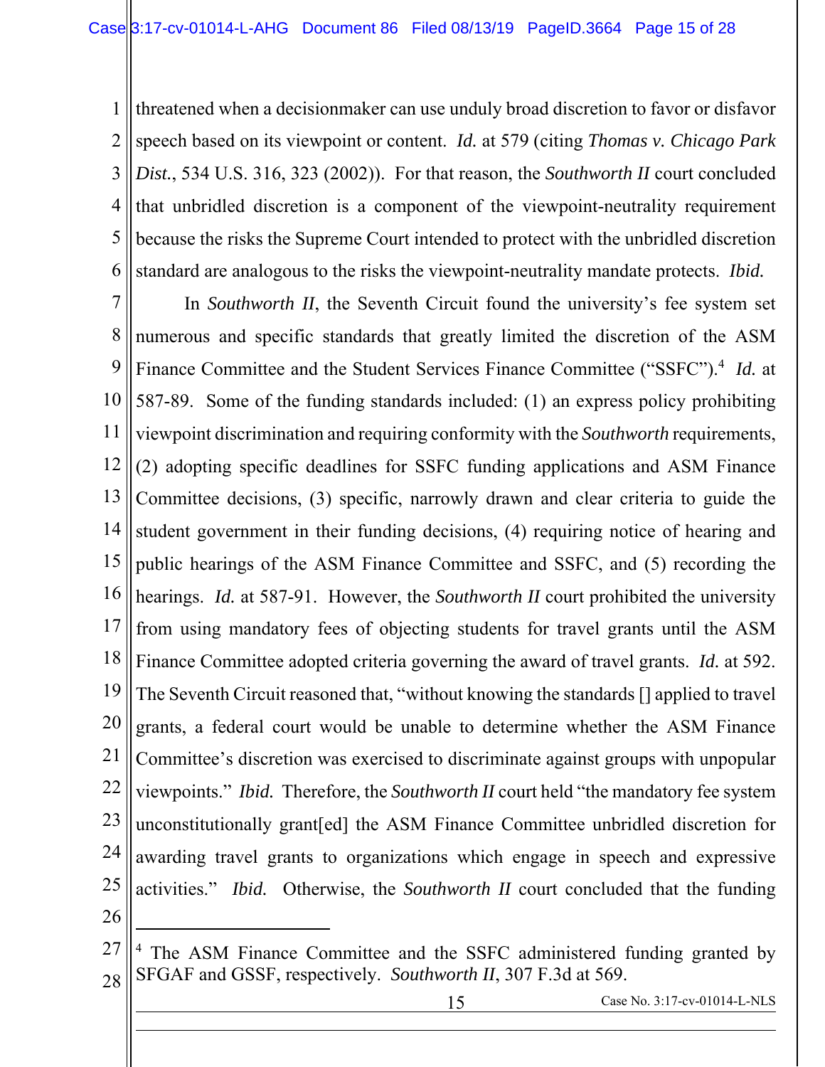threatened when a decisionmaker can use unduly broad discretion to favor or disfavor speech based on its viewpoint or content. *Id.* at 579 (citing *Thomas v. Chicago Park Dist.*, 534 U.S. 316, 323 (2002)). For that reason, the *Southworth II* court concluded that unbridled discretion is a component of the viewpoint-neutrality requirement because the risks the Supreme Court intended to protect with the unbridled discretion standard are analogous to the risks the viewpoint-neutrality mandate protects. *Ibid.*

In *Southworth II*, the Seventh Circuit found the university's fee system set numerous and specific standards that greatly limited the discretion of the ASM Finance Committee and the Student Services Finance Committee ("SSFC").[4] *Id.* at 587-89. Some of the funding standards included: (1) an express policy prohibiting viewpoint discrimination and requiring conformity with the *Southworth* requirements, (2) adopting specific deadlines for SSFC funding applications and ASM Finance Committee decisions, (3) specific, narrowly drawn and clear criteria to guide the student government in their funding decisions, (4) requiring notice of hearing and public hearings of the ASM Finance Committee and SSFC, and (5) recording the hearings. *Id.* at 587-91. However, the *Southworth II* court prohibited the university from using mandatory fees of objecting students for travel grants until the ASM Finance Committee adopted criteria governing the award of travel grants. *Id.* at 592. The Seventh Circuit reasoned that, "without knowing the standards [] applied to travel grants, a federal court would be unable to determine whether the ASM Finance Committee's discretion was exercised to discriminate against groups with unpopular viewpoints." *Ibid.* Therefore, the *Southworth II* court held "the mandatory fee system unconstitutionally grant[ed] the ASM Finance Committee unbridled discretion for awarding travel grants to organizations which engage in speech and expressive activities." *Ibid.* Otherwise, the *Southworth II* court concluded that the funding

---

[4] The ASM Finance Committee and the SSFC administered funding granted by SFGAF and GSSF, respectively. *Southworth II*, 307 F.3d at 569.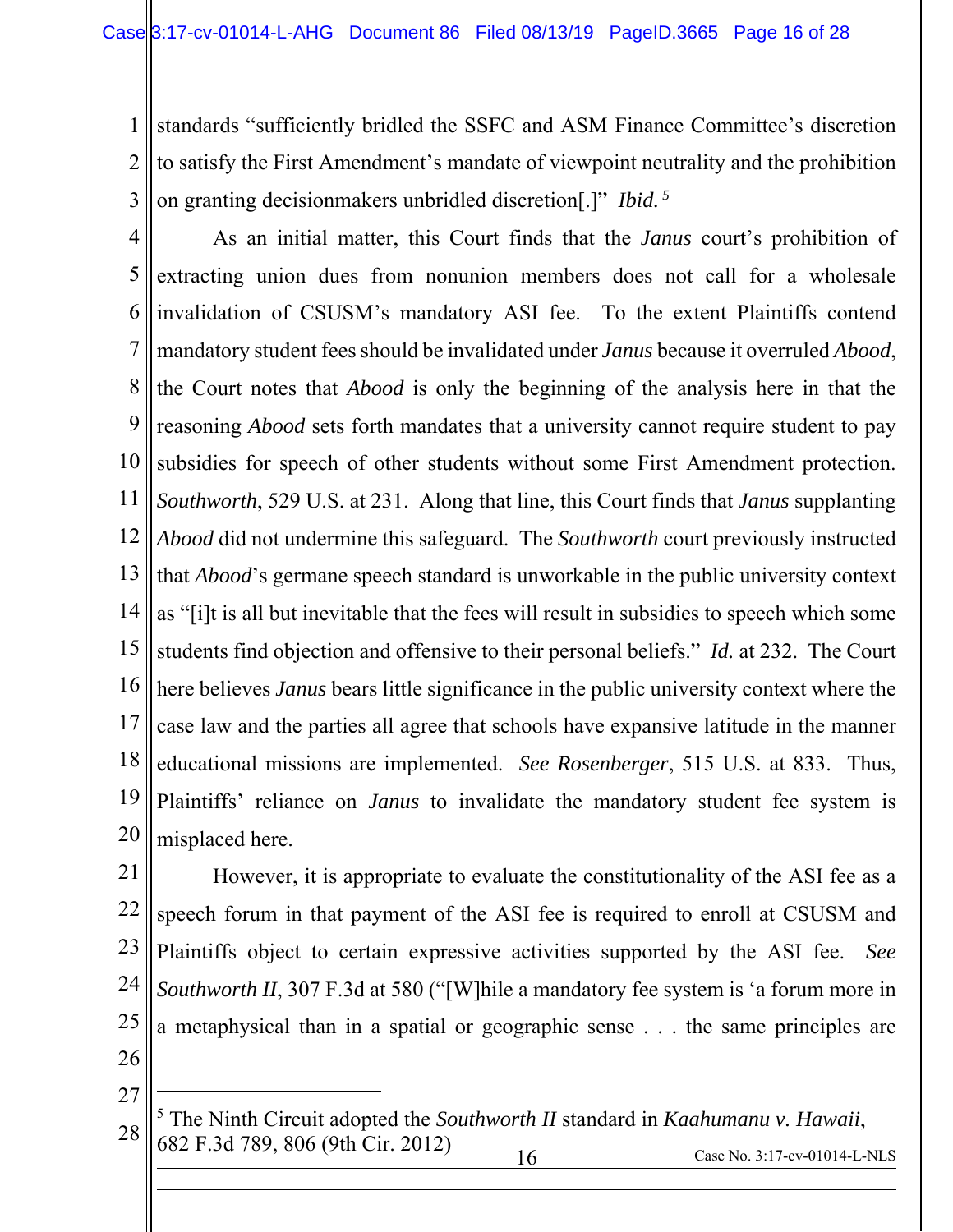standards "sufficiently bridled the SSFC and ASM Finance Committee's discretion to satisfy the First Amendment's mandate of viewpoint neutrality and the prohibition on granting decisionmakers unbridled discretion[.]" *Ibid.*[5]

As an initial matter, this Court finds that the *Janus* court's prohibition of extracting union dues from nonunion members does not call for a wholesale invalidation of CSUSM's mandatory ASI fee. To the extent Plaintiffs contend mandatory student fees should be invalidated under *Janus* because it overruled *Abood*, the Court notes that *Abood* is only the beginning of the analysis here in that the reasoning *Abood* sets forth mandates that a university cannot require student to pay subsidies for speech of other students without some First Amendment protection. *Southworth*, 529 U.S. at 231. Along that line, this Court finds that *Janus* supplanting *Abood* did not undermine this safeguard. The *Southworth* court previously instructed that *Abood*'s germane speech standard is unworkable in the public university context as "[i]t is all but inevitable that the fees will result in subsidies to speech which some students find objection and offensive to their personal beliefs." *Id.* at 232. The Court here believes *Janus* bears little significance in the public university context where the case law and the parties all agree that schools have expansive latitude in the manner educational missions are implemented. *See Rosenberger*, 515 U.S. at 833. Thus, Plaintiffs' reliance on *Janus* to invalidate the mandatory student fee system is misplaced here.

However, it is appropriate to evaluate the constitutionality of the ASI fee as a speech forum in that payment of the ASI fee is required to enroll at CSUSM and Plaintiffs object to certain expressive activities supported by the ASI fee. *See Southworth II*, 307 F.3d at 580 ("[W]hile a mandatory fee system is 'a forum more in a metaphysical than in a spatial or geographic sense . . . the same principles are

---

[5] The Ninth Circuit adopted the *Southworth II* standard in *Kaahumanu v. Hawaii*, 682 F.3d 789, 806 (9th Cir. 2012)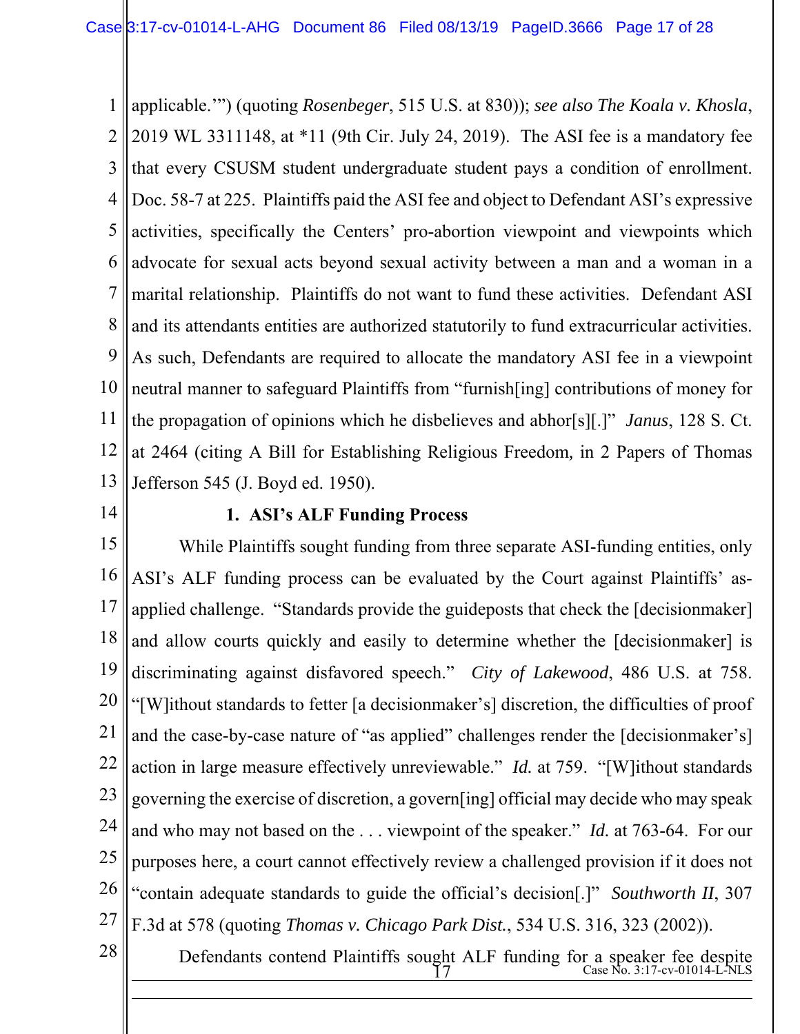applicable.'") (quoting *Rosenberger*, 515 U.S. at 830)); *see also The Koala v. Khosla*, 2019 WL 3311148, at *11 (9th Cir. July 24, 2019). The ASI fee is a mandatory fee that every CSUSM student undergraduate student pays a condition of enrollment. Doc. 58-7 at 225. Plaintiffs paid the ASI fee and object to Defendant ASI's expressive activities, specifically the Centers' pro-abortion viewpoint and viewpoints which advocate for sexual acts beyond sexual activity between a man and a woman in a marital relationship. Plaintiffs do not want to fund these activities. Defendant ASI and its attendants entities are authorized statutorily to fund extracurricular activities. As such, Defendants are required to allocate the mandatory ASI fee in a viewpoint neutral manner to safeguard Plaintiffs from "furnish[ing] contributions of money for the propagation of opinions which he disbelieves and abhor[s][.]" *Janus*, 128 S. Ct. at 2464 (citing A Bill for Establishing Religious Freedom, in 2 Papers of Thomas Jefferson 545 (J. Boyd ed. 1950).

### 1. ASI's ALF Funding Process

While Plaintiffs sought funding from three separate ASI-funding entities, only ASI's ALF funding process can be evaluated by the Court against Plaintiffs' as-applied challenge. "Standards provide the guideposts that check the [decisionmaker] and allow courts quickly and easily to determine whether the [decisionmaker] is discriminating against disfavored speech." *City of Lakewood*, 486 U.S. at 758. "[W]ithout standards to fetter [a decisionmaker's] discretion, the difficulties of proof and the case-by-case nature of "as applied" challenges render the [decisionmaker's] action in large measure effectively unreviewable." *Id.* at 759. "[W]ithout standards governing the exercise of discretion, a govern[ing] official may decide who may speak and who may not based on the . . . viewpoint of the speaker." *Id.* at 763-64. For our purposes here, a court cannot effectively review a challenged provision if it does not "contain adequate standards to guide the official's decision[.]" *Southworth II*, 307 F.3d at 578 (quoting *Thomas v. Chicago Park Dist.*, 534 U.S. 316, 323 (2002)).

Defendants contend Plaintiffs sought ALF funding for a speaker fee despite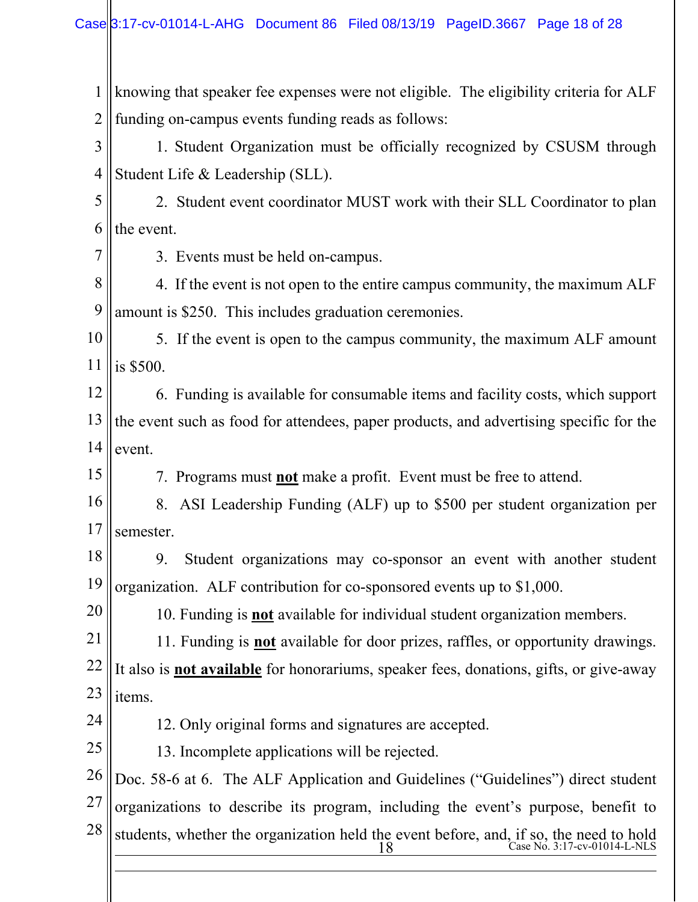knowing that speaker fee expenses were not eligible. The eligibility criteria for ALF funding on-campus events funding reads as follows:

1. Student Organization must be officially recognized by CSUSM through Student Life & Leadership (SLL).

2. Student event coordinator MUST work with their SLL Coordinator to plan the event.

3. Events must be held on-campus.

4. If the event is not open to the entire campus community, the maximum ALF amount is $250. This includes graduation ceremonies.

5. If the event is open to the campus community, the maximum ALF amount is $500.

6. Funding is available for consumable items and facility costs, which support the event such as food for attendees, paper products, and advertising specific for the event.

7. Programs must **<u>not</u>** make a profit. Event must be free to attend.

8. ASI Leadership Funding (ALF) up to $500 per student organization per semester.

9. Student organizations may co-sponsor an event with another student organization. ALF contribution for co-sponsored events up to $1,000.

10. Funding is **<u>not</u>** available for individual student organization members.

11. Funding is **<u>not</u>** available for door prizes, raffles, or opportunity drawings. It also is **<u>not available</u>** for honorariums, speaker fees, donations, gifts, or give-away items.

12. Only original forms and signatures are accepted.

13. Incomplete applications will be rejected.

Doc. 58-6 at 6. The ALF Application and Guidelines ("Guidelines") direct student organizations to describe its program, including the event's purpose, benefit to students, whether the organization held the event before, and, if so, the need to hold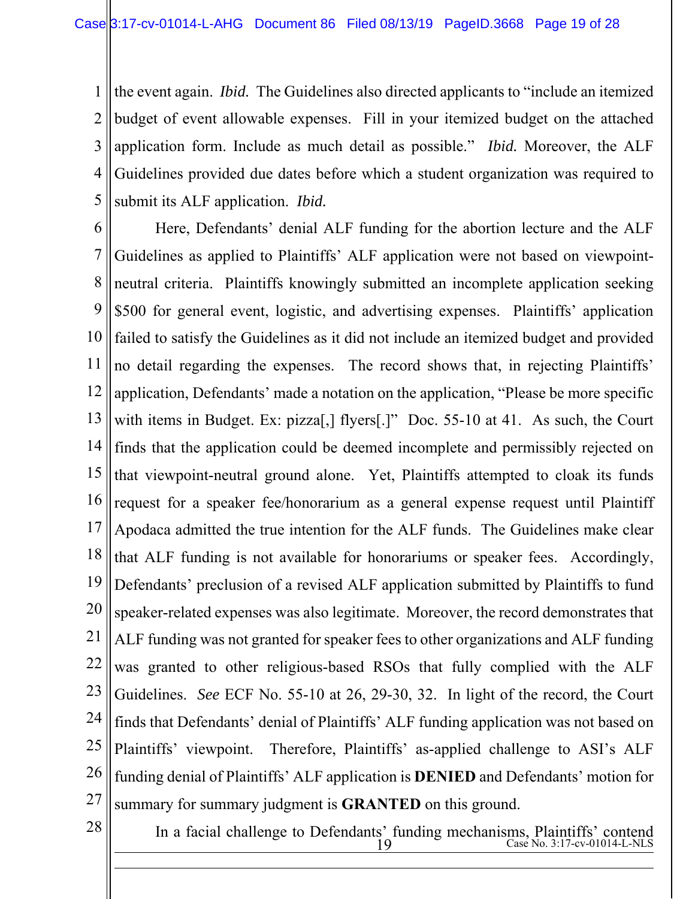the event again. *Ibid.* The Guidelines also directed applicants to "include an itemized budget of event allowable expenses. Fill in your itemized budget on the attached application form. Include as much detail as possible." *Ibid.* Moreover, the ALF Guidelines provided due dates before which a student organization was required to submit its ALF application. *Ibid.*

Here, Defendants' denial ALF funding for the abortion lecture and the ALF Guidelines as applied to Plaintiffs' ALF application were not based on viewpoint-neutral criteria. Plaintiffs knowingly submitted an incomplete application seeking $500 for general event, logistic, and advertising expenses. Plaintiffs' application failed to satisfy the Guidelines as it did not include an itemized budget and provided no detail regarding the expenses. The record shows that, in rejecting Plaintiffs' application, Defendants' made a notation on the application, "Please be more specific with items in Budget. Ex: pizza[,] flyers[.]" Doc. 55-10 at 41. As such, the Court finds that the application could be deemed incomplete and permissibly rejected on that viewpoint-neutral ground alone. Yet, Plaintiffs attempted to cloak its funds request for a speaker fee/honorarium as a general expense request until Plaintiff Apodaca admitted the true intention for the ALF funds. The Guidelines make clear that ALF funding is not available for honorariums or speaker fees. Accordingly, Defendants' preclusion of a revised ALF application submitted by Plaintiffs to fund speaker-related expenses was also legitimate. Moreover, the record demonstrates that ALF funding was not granted for speaker fees to other organizations and ALF funding was granted to other religious-based RSOs that fully complied with the ALF Guidelines. *See* ECF No. 55-10 at 26, 29-30, 32. In light of the record, the Court finds that Defendants' denial of Plaintiffs' ALF funding application was not based on Plaintiffs' viewpoint. Therefore, Plaintiffs' as-applied challenge to ASI's ALF funding denial of Plaintiffs' ALF application is **DENIED** and Defendants' motion for summary for summary judgment is **GRANTED** on this ground.

In a facial challenge to Defendants' funding mechanisms, Plaintiffs' contend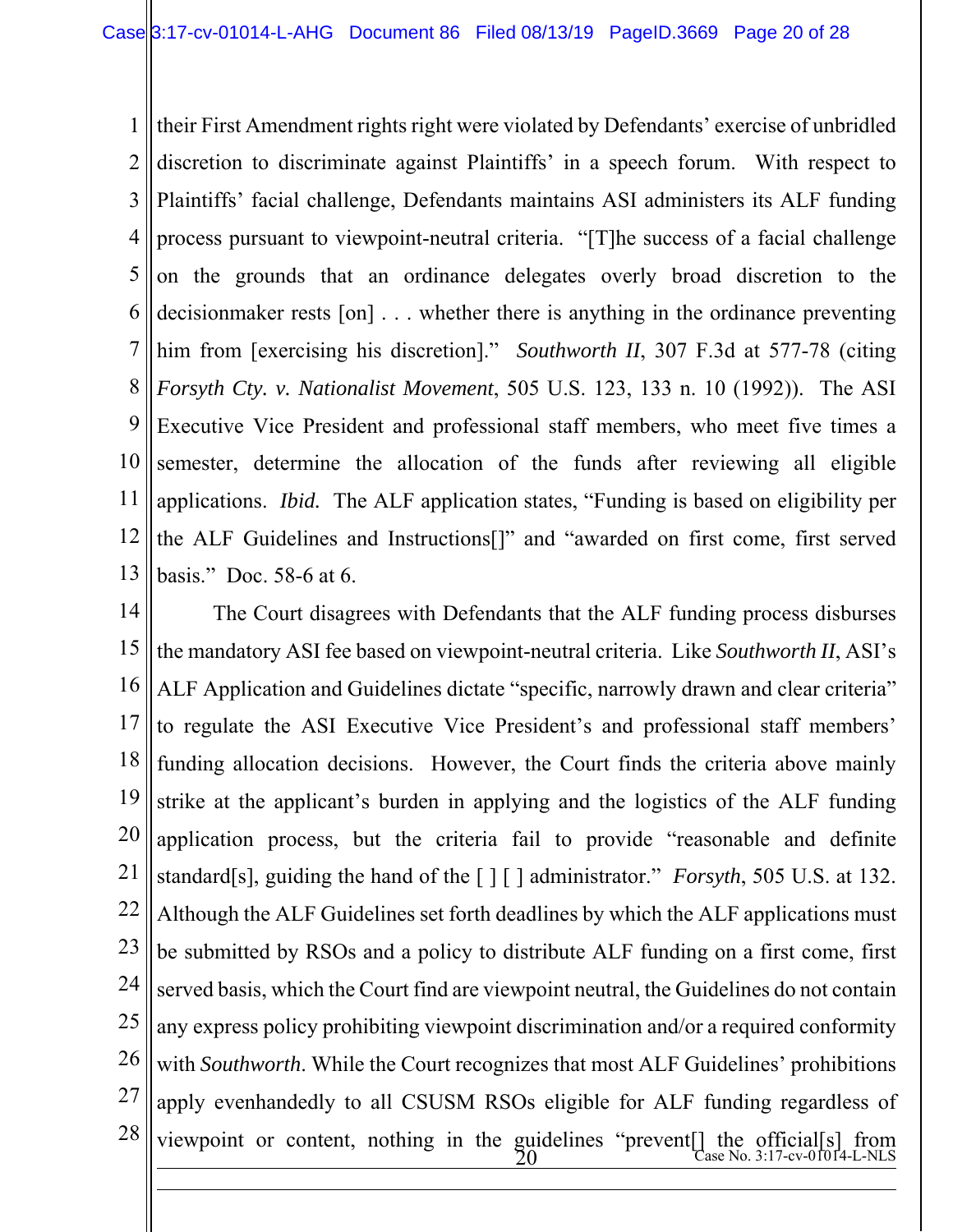their First Amendment rights right were violated by Defendants' exercise of unbridled discretion to discriminate against Plaintiffs' in a speech forum. With respect to Plaintiffs' facial challenge, Defendants maintains ASI administers its ALF funding process pursuant to viewpoint-neutral criteria. "[T]he success of a facial challenge on the grounds that an ordinance delegates overly broad discretion to the decisionmaker rests [on] . . . whether there is anything in the ordinance preventing him from [exercising his discretion]." *Southworth II*, 307 F.3d at 577-78 (citing *Forsyth Cty. v. Nationalist Movement*, 505 U.S. 123, 133 n. 10 (1992)). The ASI Executive Vice President and professional staff members, who meet five times a semester, determine the allocation of the funds after reviewing all eligible applications. *Ibid.* The ALF application states, "Funding is based on eligibility per the ALF Guidelines and Instructions[]" and "awarded on first come, first served basis." Doc. 58-6 at 6.

The Court disagrees with Defendants that the ALF funding process disburses the mandatory ASI fee based on viewpoint-neutral criteria. Like *Southworth II*, ASI's ALF Application and Guidelines dictate "specific, narrowly drawn and clear criteria" to regulate the ASI Executive Vice President's and professional staff members' funding allocation decisions. However, the Court finds the criteria above mainly strike at the applicant's burden in applying and the logistics of the ALF funding application process, but the criteria fail to provide "reasonable and definite standard[s], guiding the hand of the [ ] [ ] administrator." *Forsyth*, 505 U.S. at 132. Although the ALF Guidelines set forth deadlines by which the ALF applications must be submitted by RSOs and a policy to distribute ALF funding on a first come, first served basis, which the Court find are viewpoint neutral, the Guidelines do not contain any express policy prohibiting viewpoint discrimination and/or a required conformity with *Southworth*. While the Court recognizes that most ALF Guidelines' prohibitions apply evenhandedly to all CSUSM RSOs eligible for ALF funding regardless of viewpoint or content, nothing in the guidelines "prevent[] the official[s] from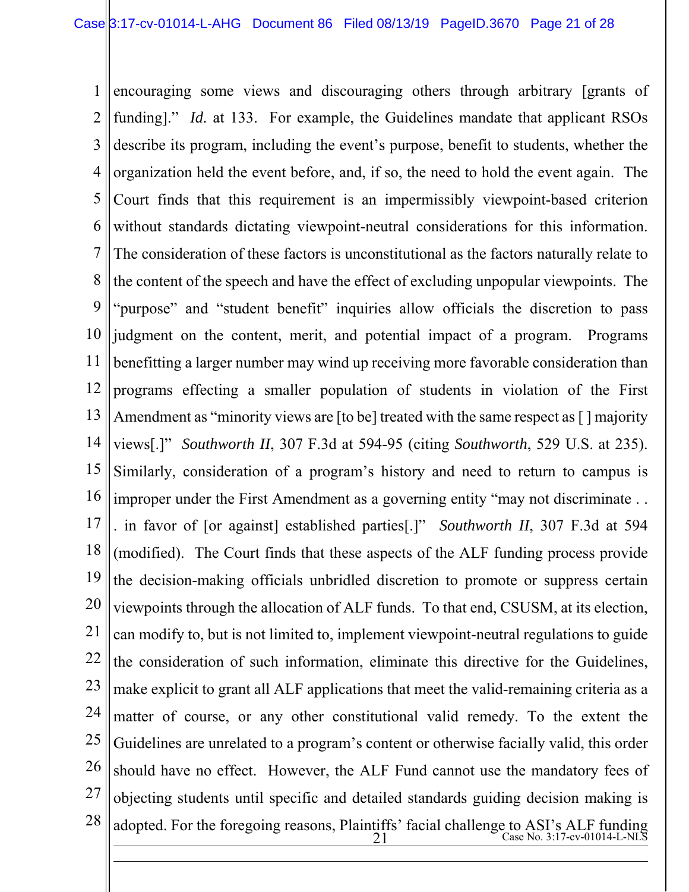encouraging some views and discouraging others through arbitrary [grants of funding]." *Id.* at 133. For example, the Guidelines mandate that applicant RSOs describe its program, including the event's purpose, benefit to students, whether the organization held the event before, and, if so, the need to hold the event again. The Court finds that this requirement is an impermissibly viewpoint-based criterion without standards dictating viewpoint-neutral considerations for this information. The consideration of these factors is unconstitutional as the factors naturally relate to the content of the speech and have the effect of excluding unpopular viewpoints. The "purpose" and "student benefit" inquiries allow officials the discretion to pass judgment on the content, merit, and potential impact of a program. Programs benefitting a larger number may wind up receiving more favorable consideration than programs effecting a smaller population of students in violation of the First Amendment as "minority views are [to be] treated with the same respect as [ ] majority views[.]" *Southworth II*, 307 F.3d at 594-95 (citing *Southworth*, 529 U.S. at 235). Similarly, consideration of a program's history and need to return to campus is improper under the First Amendment as a governing entity "may not discriminate . . . in favor of [or against] established parties[.]" *Southworth II*, 307 F.3d at 594 (modified). The Court finds that these aspects of the ALF funding process provide the decision-making officials unbridled discretion to promote or suppress certain viewpoints through the allocation of ALF funds. To that end, CSUSM, at its election, can modify to, but is not limited to, implement viewpoint-neutral regulations to guide the consideration of such information, eliminate this directive for the Guidelines, make explicit to grant all ALF applications that meet the valid-remaining criteria as a matter of course, or any other constitutional valid remedy. To the extent the Guidelines are unrelated to a program's content or otherwise facially valid, this order should have no effect. However, the ALF Fund cannot use the mandatory fees of objecting students until specific and detailed standards guiding decision making is adopted. For the foregoing reasons, Plaintiffs' facial challenge to ASI's ALF funding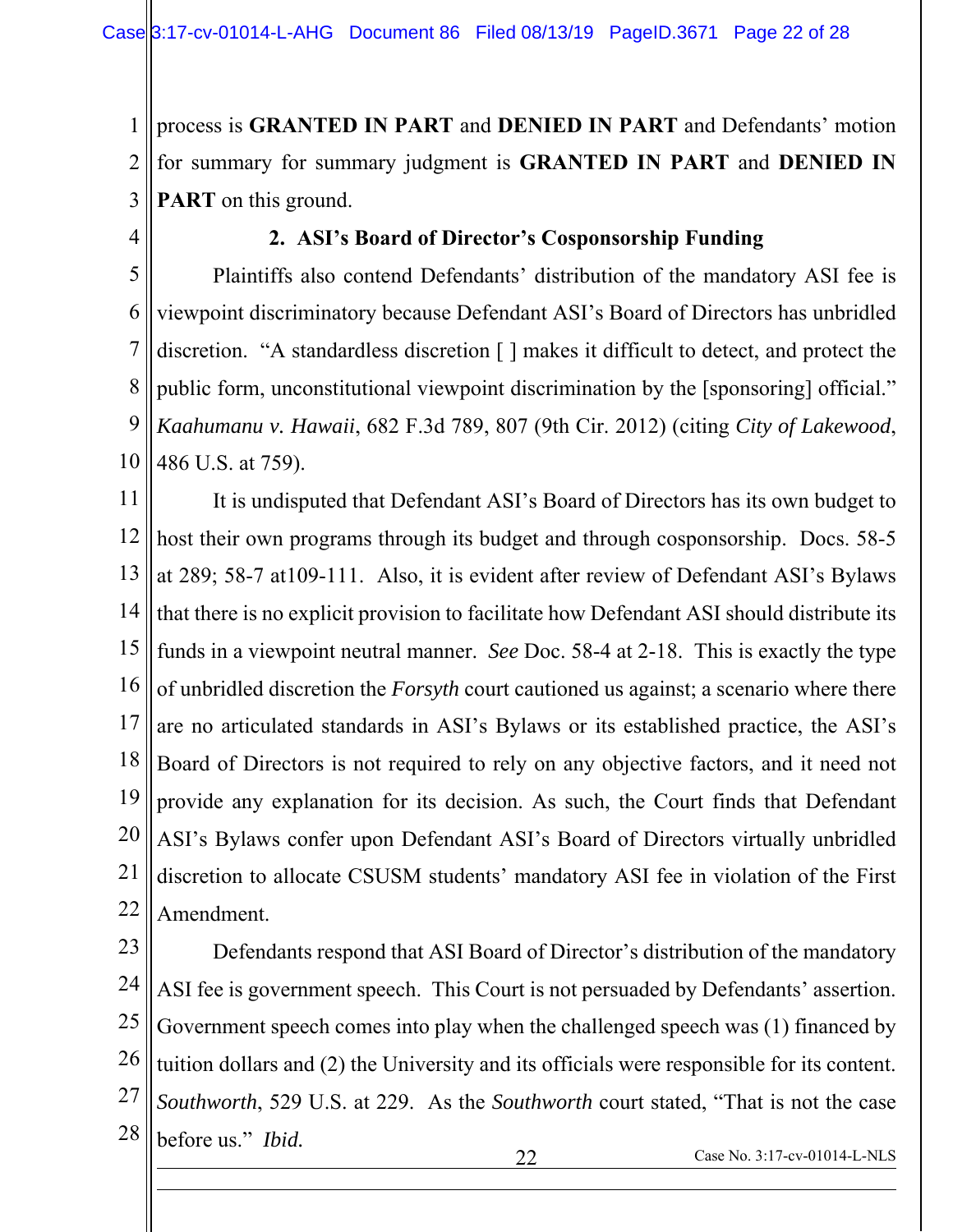process is **GRANTED IN PART** and **DENIED IN PART** and Defendants' motion for summary for summary judgment is **GRANTED IN PART** and **DENIED IN PART** on this ground.

### 2. ASI's Board of Director's Cosponsorship Funding

Plaintiffs also contend Defendants' distribution of the mandatory ASI fee is viewpoint discriminatory because Defendant ASI's Board of Directors has unbridled discretion. "A standardless discretion [ ] makes it difficult to detect, and protect the public form, unconstitutional viewpoint discrimination by the [sponsoring] official." *Kaahumanu v. Hawaii*, 682 F.3d 789, 807 (9th Cir. 2012) (citing *City of Lakewood*, 486 U.S. at 759).

It is undisputed that Defendant ASI's Board of Directors has its own budget to host their own programs through its budget and through cosponsorship. Docs. 58-5 at 289; 58-7 at109-111. Also, it is evident after review of Defendant ASI's Bylaws that there is no explicit provision to facilitate how Defendant ASI should distribute its funds in a viewpoint neutral manner. *See* Doc. 58-4 at 2-18. This is exactly the type of unbridled discretion the *Forsyth* court cautioned us against; a scenario where there are no articulated standards in ASI's Bylaws or its established practice, the ASI's Board of Directors is not required to rely on any objective factors, and it need not provide any explanation for its decision. As such, the Court finds that Defendant ASI's Bylaws confer upon Defendant ASI's Board of Directors virtually unbridled discretion to allocate CSUSM students' mandatory ASI fee in violation of the First Amendment.

Defendants respond that ASI Board of Director's distribution of the mandatory ASI fee is government speech. This Court is not persuaded by Defendants' assertion. Government speech comes into play when the challenged speech was (1) financed by tuition dollars and (2) the University and its officials were responsible for its content. *Southworth*, 529 U.S. at 229. As the *Southworth* court stated, "That is not the case before us." *Ibid.*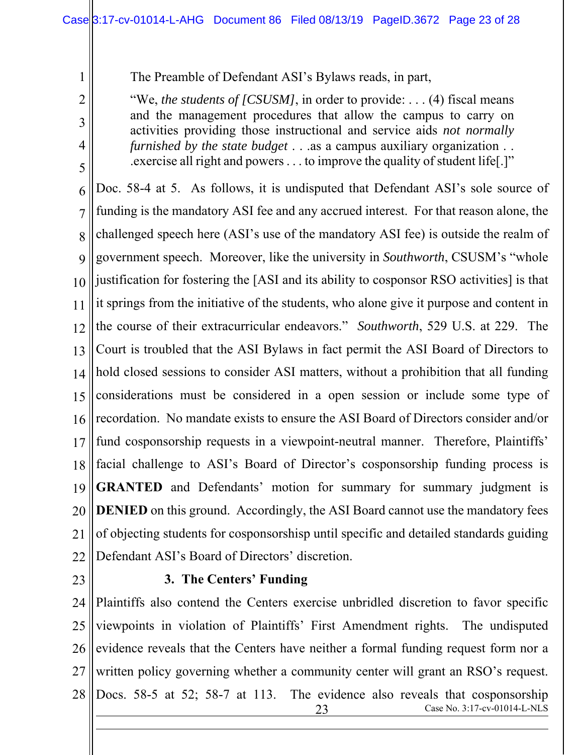The Preamble of Defendant ASI's Bylaws reads, in part,

> "We, *the students of [CSUSM]*, in order to provide: . . . (4) fiscal means and the management procedures that allow the campus to carry on activities providing those instructional and service aids *not normally furnished by the state budget* . . .as a campus auxiliary organization . . .exercise all right and powers . . . to improve the quality of student life[.]"

Doc. 58-4 at 5. As follows, it is undisputed that Defendant ASI's sole source of funding is the mandatory ASI fee and any accrued interest. For that reason alone, the challenged speech here (ASI's use of the mandatory ASI fee) is outside the realm of government speech. Moreover, like the university in *Southworth*, CSUSM's "whole justification for fostering the [ASI and its ability to cosponsor RSO activities] is that it springs from the initiative of the students, who alone give it purpose and content in the course of their extracurricular endeavors." *Southworth*, 529 U.S. at 229. The Court is troubled that the ASI Bylaws in fact permit the ASI Board of Directors to hold closed sessions to consider ASI matters, without a prohibition that all funding considerations must be considered in a open session or include some type of recordation. No mandate exists to ensure the ASI Board of Directors consider and/or fund cosponsorship requests in a viewpoint-neutral manner. Therefore, Plaintiffs' facial challenge to ASI's Board of Director's cosponsorship funding process is **GRANTED** and Defendants' motion for summary for summary judgment is **DENIED** on this ground. Accordingly, the ASI Board cannot use the mandatory fees of objecting students for cosponsorshisp until specific and detailed standards guiding Defendant ASI's Board of Directors' discretion.

**3. The Centers' Funding**

Plaintiffs also contend the Centers exercise unbridled discretion to favor specific viewpoints in violation of Plaintiffs' First Amendment rights. The undisputed evidence reveals that the Centers have neither a formal funding request form nor a written policy governing whether a community center will grant an RSO's request. Docs. 58-5 at 52; 58-7 at 113. The evidence also reveals that cosponsorship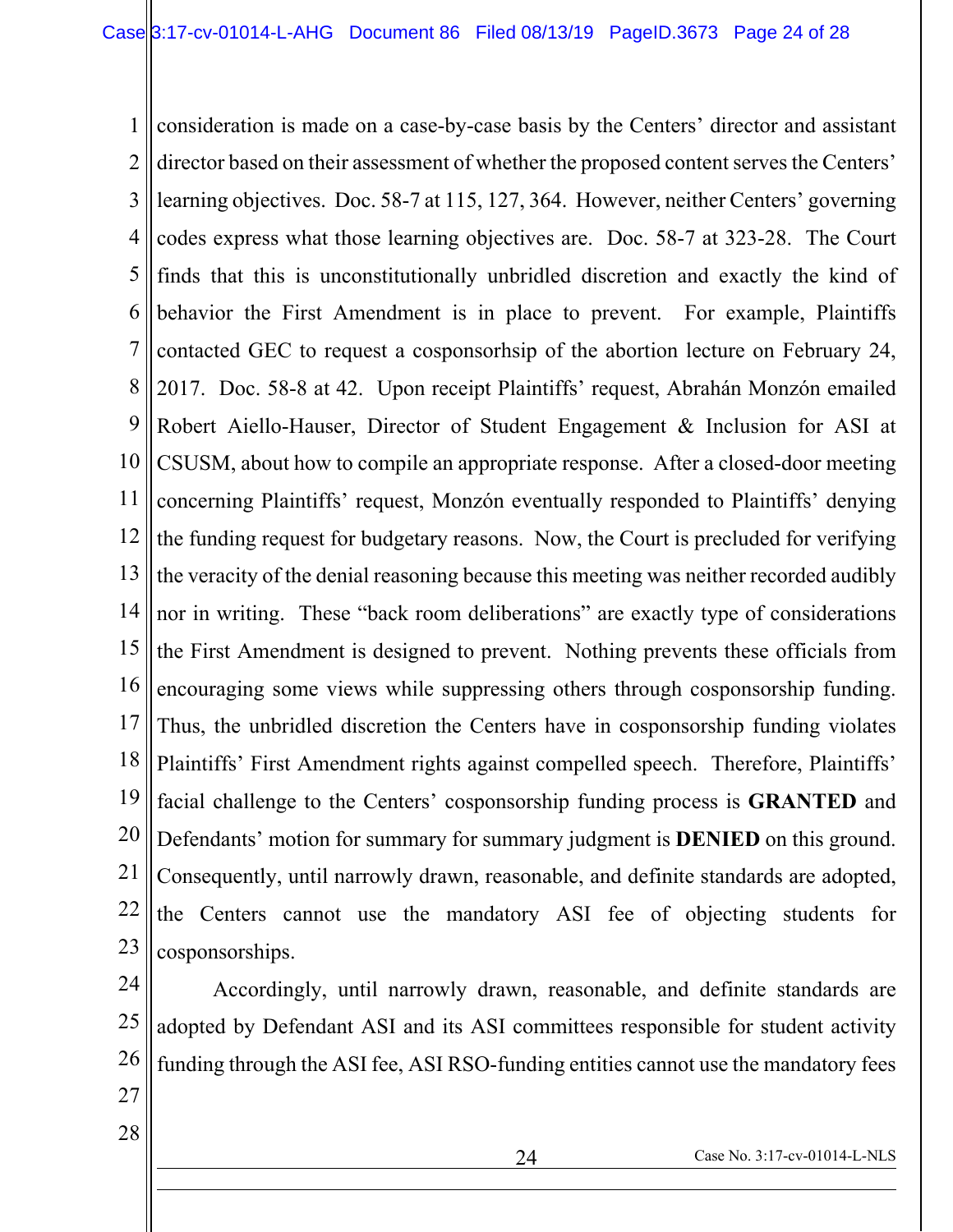consideration is made on a case-by-case basis by the Centers' director and assistant director based on their assessment of whether the proposed content serves the Centers' learning objectives. Doc. 58-7 at 115, 127, 364. However, neither Centers' governing codes express what those learning objectives are. Doc. 58-7 at 323-28. The Court finds that this is unconstitutionally unbridled discretion and exactly the kind of behavior the First Amendment is in place to prevent. For example, Plaintiffs contacted GEC to request a cosponsorhsip of the abortion lecture on February 24, 2017. Doc. 58-8 at 42. Upon receipt Plaintiffs' request, Abrahán Monzón emailed Robert Aiello-Hauser, Director of Student Engagement & Inclusion for ASI at CSUSM, about how to compile an appropriate response. After a closed-door meeting concerning Plaintiffs' request, Monzón eventually responded to Plaintiffs' denying the funding request for budgetary reasons. Now, the Court is precluded for verifying the veracity of the denial reasoning because this meeting was neither recorded audibly nor in writing. These "back room deliberations" are exactly type of considerations the First Amendment is designed to prevent. Nothing prevents these officials from encouraging some views while suppressing others through cosponsorship funding. Thus, the unbridled discretion the Centers have in cosponsorship funding violates Plaintiffs' First Amendment rights against compelled speech. Therefore, Plaintiffs' facial challenge to the Centers' cosponsorship funding process is **GRANTED** and Defendants' motion for summary for summary judgment is **DENIED** on this ground. Consequently, until narrowly drawn, reasonable, and definite standards are adopted, the Centers cannot use the mandatory ASI fee of objecting students for cosponsorships.

Accordingly, until narrowly drawn, reasonable, and definite standards are adopted by Defendant ASI and its ASI committees responsible for student activity funding through the ASI fee, ASI RSO-funding entities cannot use the mandatory fees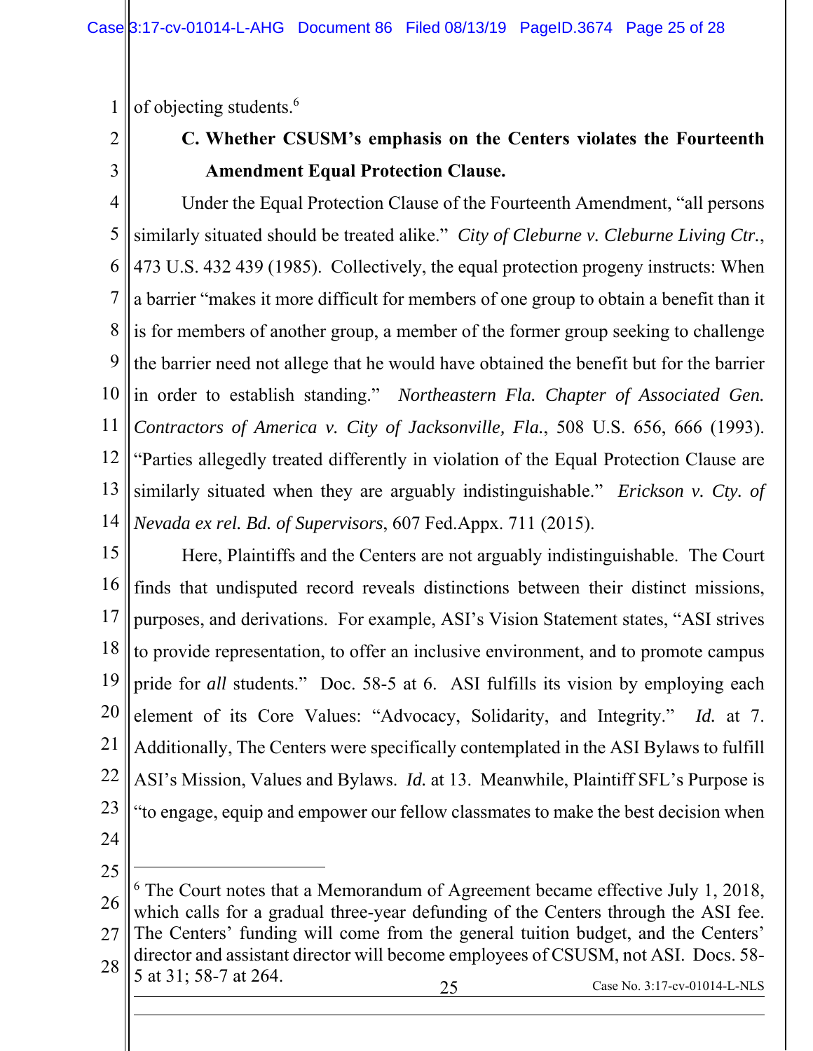of objecting students.[6]

**C. Whether CSUSM's emphasis on the Centers violates the Fourteenth Amendment Equal Protection Clause.**

Under the Equal Protection Clause of the Fourteenth Amendment, "all persons similarly situated should be treated alike." *City of Cleburne v. Cleburne Living Ctr.*, 473 U.S. 432 439 (1985). Collectively, the equal protection progeny instructs: When a barrier "makes it more difficult for members of one group to obtain a benefit than it is for members of another group, a member of the former group seeking to challenge the barrier need not allege that he would have obtained the benefit but for the barrier in order to establish standing." *Northeastern Fla. Chapter of Associated Gen. Contractors of America v. City of Jacksonville, Fla.*, 508 U.S. 656, 666 (1993). "Parties allegedly treated differently in violation of the Equal Protection Clause are similarly situated when they are arguably indistinguishable." *Erickson v. Cty. of Nevada ex rel. Bd. of Supervisors*, 607 Fed.Appx. 711 (2015).

Here, Plaintiffs and the Centers are not arguably indistinguishable. The Court finds that undisputed record reveals distinctions between their distinct missions, purposes, and derivations. For example, ASI's Vision Statement states, "ASI strives to provide representation, to offer an inclusive environment, and to promote campus pride for *all* students." Doc. 58-5 at 6. ASI fulfills its vision by employing each element of its Core Values: "Advocacy, Solidarity, and Integrity." *Id.* at 7. Additionally, The Centers were specifically contemplated in the ASI Bylaws to fulfill ASI's Mission, Values and Bylaws. *Id.* at 13. Meanwhile, Plaintiff SFL's Purpose is "to engage, equip and empower our fellow classmates to make the best decision when

---

[6] The Court notes that a Memorandum of Agreement became effective July 1, 2018, which calls for a gradual three-year defunding of the Centers through the ASI fee. The Centers' funding will come from the general tuition budget, and the Centers' director and assistant director will become employees of CSUSM, not ASI. Docs. 58-5 at 31; 58-7 at 264.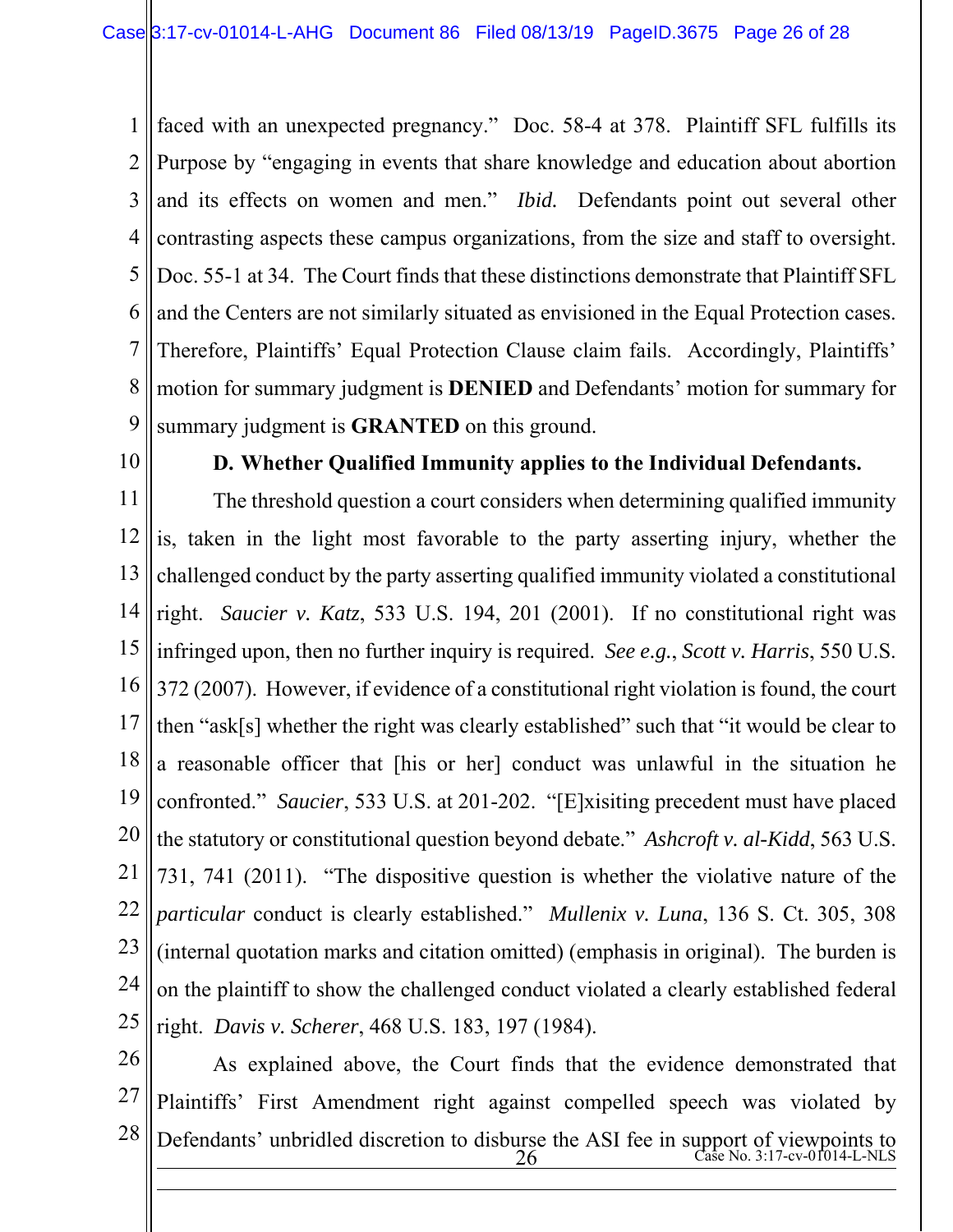faced with an unexpected pregnancy." Doc. 58-4 at 378. Plaintiff SFL fulfills its Purpose by "engaging in events that share knowledge and education about abortion and its effects on women and men." *Ibid.* Defendants point out several other contrasting aspects these campus organizations, from the size and staff to oversight. Doc. 55-1 at 34. The Court finds that these distinctions demonstrate that Plaintiff SFL and the Centers are not similarly situated as envisioned in the Equal Protection cases. Therefore, Plaintiffs' Equal Protection Clause claim fails. Accordingly, Plaintiffs' motion for summary judgment is **DENIED** and Defendants' motion for summary for summary judgment is **GRANTED** on this ground.

**D. Whether Qualified Immunity applies to the Individual Defendants.**

The threshold question a court considers when determining qualified immunity is, taken in the light most favorable to the party asserting injury, whether the challenged conduct by the party asserting qualified immunity violated a constitutional right. *Saucier v. Katz*, 533 U.S. 194, 201 (2001). If no constitutional right was infringed upon, then no further inquiry is required. *See e.g.*, *Scott v. Harris*, 550 U.S. 372 (2007). However, if evidence of a constitutional right violation is found, the court then "ask[s] whether the right was clearly established" such that "it would be clear to a reasonable officer that [his or her] conduct was unlawful in the situation he confronted." *Saucier*, 533 U.S. at 201-202. "[E]xisiting precedent must have placed the statutory or constitutional question beyond debate." *Ashcroft v. al-Kidd*, 563 U.S. 731, 741 (2011). "The dispositive question is whether the violative nature of the *particular* conduct is clearly established." *Mullenix v. Luna*, 136 S. Ct. 305, 308 (internal quotation marks and citation omitted) (emphasis in original). The burden is on the plaintiff to show the challenged conduct violated a clearly established federal right. *Davis v. Scherer*, 468 U.S. 183, 197 (1984).

As explained above, the Court finds that the evidence demonstrated that Plaintiffs' First Amendment right against compelled speech was violated by Defendants' unbridled discretion to disburse the ASI fee in support of viewpoints to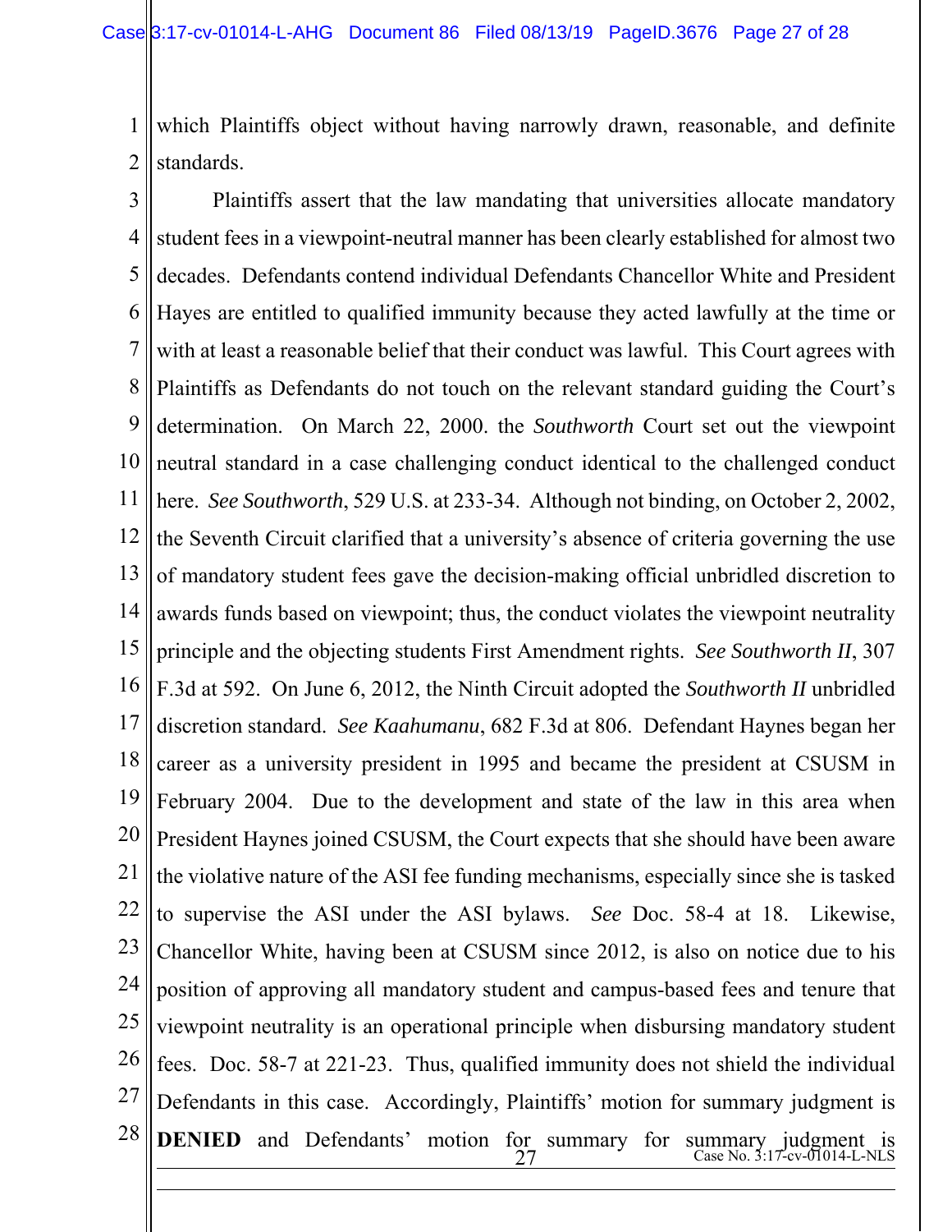which Plaintiffs object without having narrowly drawn, reasonable, and definite standards.

Plaintiffs assert that the law mandating that universities allocate mandatory student fees in a viewpoint-neutral manner has been clearly established for almost two decades. Defendants contend individual Defendants Chancellor White and President Hayes are entitled to qualified immunity because they acted lawfully at the time or with at least a reasonable belief that their conduct was lawful. This Court agrees with Plaintiffs as Defendants do not touch on the relevant standard guiding the Court's determination. On March 22, 2000. the *Southworth* Court set out the viewpoint neutral standard in a case challenging conduct identical to the challenged conduct here. *See Southworth*, 529 U.S. at 233-34. Although not binding, on October 2, 2002, the Seventh Circuit clarified that a university's absence of criteria governing the use of mandatory student fees gave the decision-making official unbridled discretion to awards funds based on viewpoint; thus, the conduct violates the viewpoint neutrality principle and the objecting students First Amendment rights. *See Southworth II*, 307 F.3d at 592. On June 6, 2012, the Ninth Circuit adopted the *Southworth II* unbridled discretion standard. *See Kaahumanu*, 682 F.3d at 806. Defendant Haynes began her career as a university president in 1995 and became the president at CSUSM in February 2004. Due to the development and state of the law in this area when President Haynes joined CSUSM, the Court expects that she should have been aware the violative nature of the ASI fee funding mechanisms, especially since she is tasked to supervise the ASI under the ASI bylaws. *See* Doc. 58-4 at 18. Likewise, Chancellor White, having been at CSUSM since 2012, is also on notice due to his position of approving all mandatory student and campus-based fees and tenure that viewpoint neutrality is an operational principle when disbursing mandatory student fees. Doc. 58-7 at 221-23. Thus, qualified immunity does not shield the individual Defendants in this case. Accordingly, Plaintiffs' motion for summary judgment is **DENIED** and Defendants' motion for summary for summary judgment is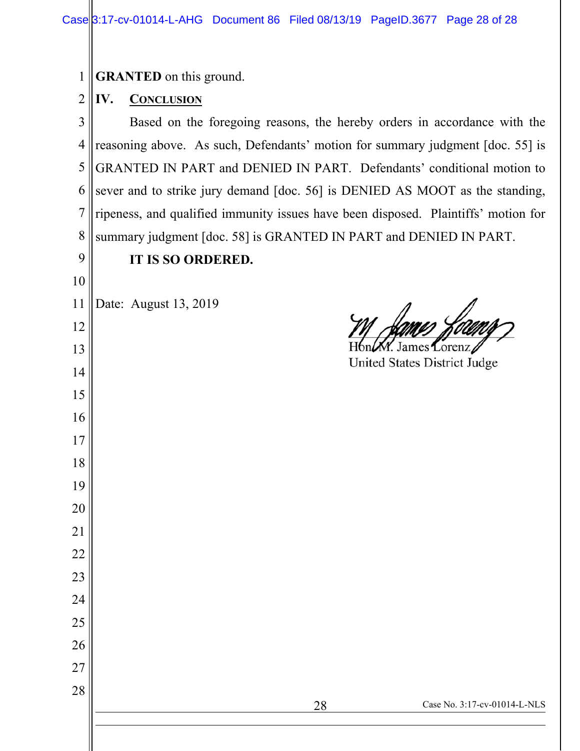**GRANTED** on this ground.

## IV. CONCLUSION

Based on the foregoing reasons, the hereby orders in accordance with the reasoning above. As such, Defendants' motion for summary judgment [doc. 55] is GRANTED IN PART and DENIED IN PART. Defendants' conditional motion to sever and to strike jury demand [doc. 56] is DENIED AS MOOT as the standing, ripeness, and qualified immunity issues have been disposed. Plaintiffs' motion for summary judgment [doc. 58] is GRANTED IN PART and DENIED IN PART.

**IT IS SO ORDERED.**

Date: August 13, 2019

Hon. M. James Lorenz
United States District Judge